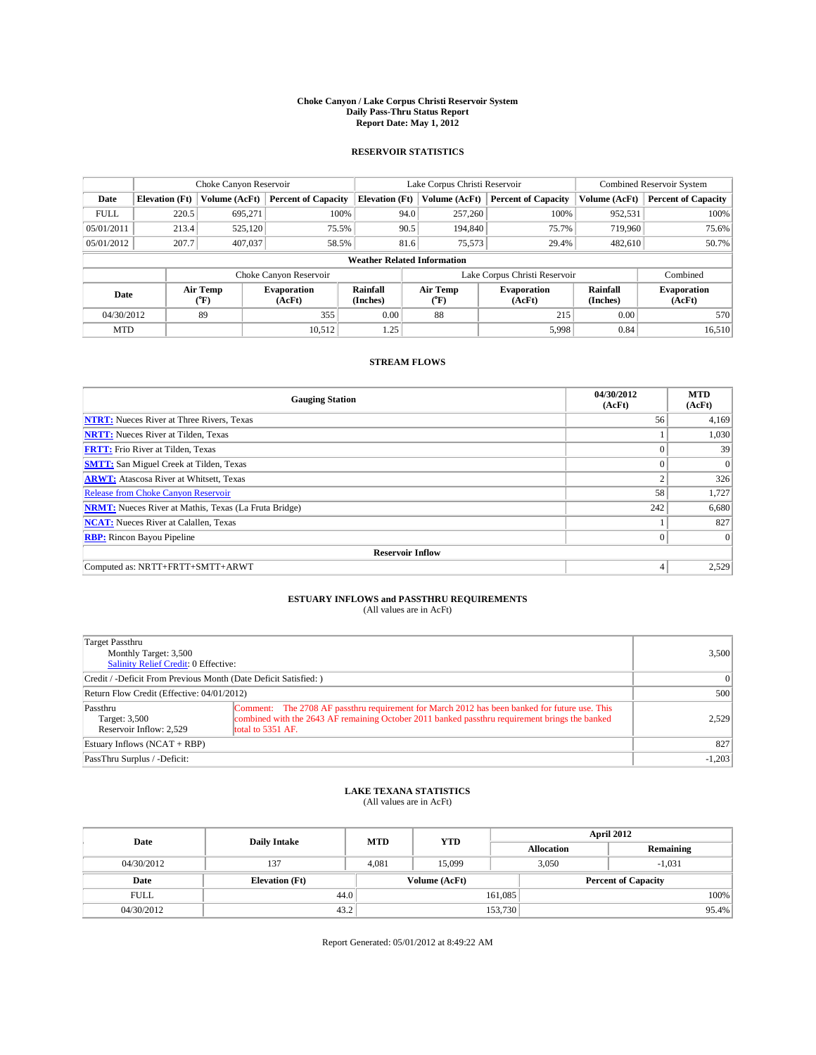# Choke Canyon / Lake Corpus Christi Reservoir System
## Daily Pass-Thru Status Report
### Report Date: May 1, 2012

## RESERVOIR STATISTICS

| | Choke Canyon Reservoir | | | Lake Corpus Christi Reservoir | | | Combined Reservoir System | |
|---|---|---|---|---|---|---|---|---|
| Date | Elevation (Ft) | Volume (AcFt) | Percent of Capacity | Elevation (Ft) | Volume (AcFt) | Percent of Capacity | Volume (AcFt) | Percent of Capacity |
| FULL | 220.5 | 695,271 | 100% | 94.0 | 257,260 | 100% | 952,531 | 100% |
| 05/01/2011 | 213.4 | 525,120 | 75.5% | 90.5 | 194,840 | 75.7% | 719,960 | 75.6% |
| 05/01/2012 | 207.7 | 407,037 | 58.5% | 81.6 | 75,573 | 29.4% | 482,610 | 50.7% |

**Weather Related Information**

| | Choke Canyon Reservoir | | | Lake Corpus Christi Reservoir | | | Combined |
|---|---|---|---|---|---|---|---|
| Date | Air Temp (°F) | Evaporation (AcFt) | Rainfall (Inches) | Air Temp (°F) | Evaporation (AcFt) | Rainfall (Inches) | Evaporation (AcFt) |
| 04/30/2012 | 89 | 355 | 0.00 | 88 | 215 | 0.00 | 570 |
| MTD | | 10,512 | 1.25 | | 5,998 | 0.84 | 16,510 |

## STREAM FLOWS

| Gauging Station | 04/30/2012 (AcFt) | MTD (AcFt) |
|---|---|---|
| **NTRT:** Nueces River at Three Rivers, Texas | 56 | 4,169 |
| **NRTT:** Nueces River at Tilden, Texas | 1 | 1,030 |
| **FRTT:** Frio River at Tilden, Texas | 0 | 39 |
| **SMTT:** San Miguel Creek at Tilden, Texas | 0 | 0 |
| **ARWT:** Atascosa River at Whitsett, Texas | 2 | 326 |
| Release from Choke Canyon Reservoir | 58 | 1,727 |
| **NRMT:** Nueces River at Mathis, Texas (La Fruta Bridge) | 242 | 6,680 |
| **NCAT:** Nueces River at Calallen, Texas | 1 | 827 |
| **RBP:** Rincon Bayou Pipeline | 0 | 0 |
| **Reservoir Inflow** | | |
| Computed as: NRTT+FRTT+SMTT+ARWT | 4 | 2,529 |

## ESTUARY INFLOWS and PASSTHRU REQUIREMENTS
(All values are in AcFt)

| | | |
|---|---|---|
| Target Passthru<br>Monthly Target: 3,500<br>Salinity Relief Credit: 0 Effective: | | 3,500 |
| Credit / -Deficit From Previous Month (Date Deficit Satisfied: ) | | 0 |
| Return Flow Credit (Effective: 04/01/2012) | | 500 |
| Passthru<br>Target: 3,500<br>Reservoir Inflow: 2,529 | Comment: The 2708 AF passthru requirement for March 2012 has been banked for future use. This combined with the 2643 AF remaining October 2011 banked passthru requirement brings the banked total to 5351 AF. | 2,529 |
| Estuary Inflows (NCAT + RBP) | | 827 |
| PassThru Surplus / -Deficit: | | -1,203 |

## LAKE TEXANA STATISTICS
(All values are in AcFt)

| Date | Daily Intake | MTD | YTD | April 2012 Allocation | April 2012 Remaining |
|---|---|---|---|---|---|
| 04/30/2012 | 137 | 4,081 | 15,099 | 3,050 | -1,031 |

| Date | Elevation (Ft) | Volume (AcFt) | Percent of Capacity |
|---|---|---|---|
| FULL | 44.0 | 161,085 | 100% |
| 04/30/2012 | 43.2 | 153,730 | 95.4% |

Report Generated: 05/01/2012 at 8:49:22 AM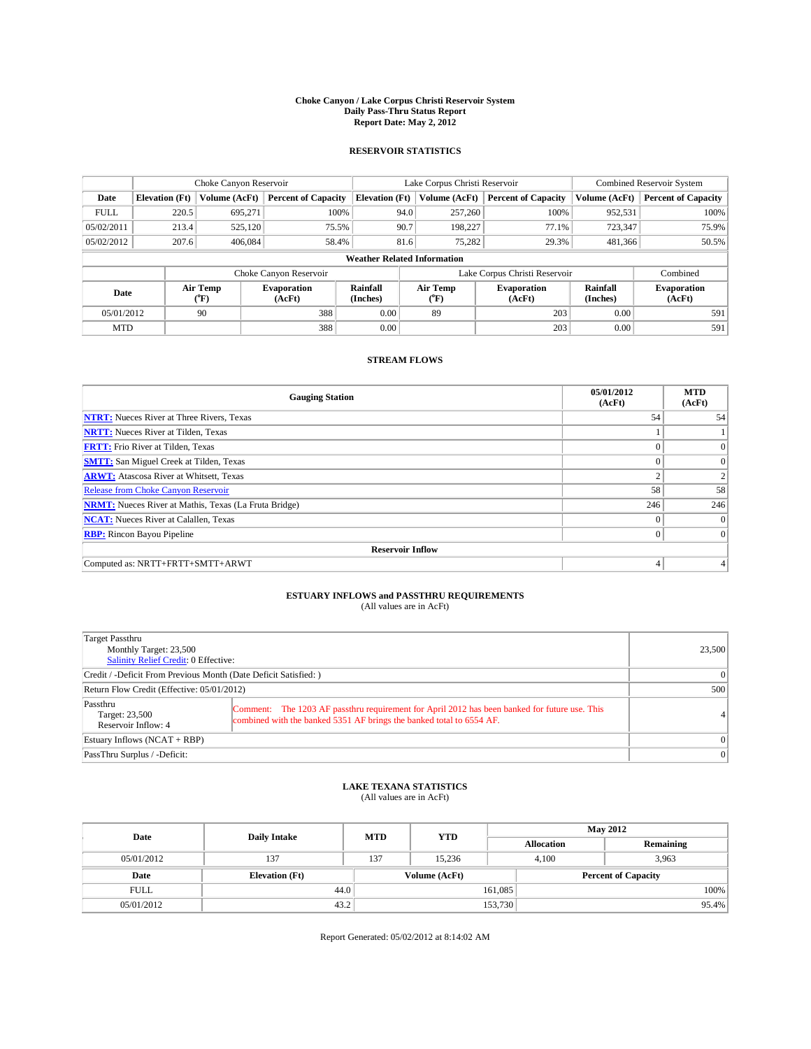# Choke Canyon / Lake Corpus Christi Reservoir System
## Daily Pass-Thru Status Report
### Report Date: May 2, 2012

## RESERVOIR STATISTICS

| | Choke Canyon Reservoir | | | Lake Corpus Christi Reservoir | | | Combined Reservoir System | |
|---|---|---|---|---|---|---|---|---|
| Date | Elevation (Ft) | Volume (AcFt) | Percent of Capacity | Elevation (Ft) | Volume (AcFt) | Percent of Capacity | Volume (AcFt) | Percent of Capacity |
| FULL | 220.5 | 695,271 | 100% | 94.0 | 257,260 | 100% | 952,531 | 100% |
| 05/02/2011 | 213.4 | 525,120 | 75.5% | 90.7 | 198,227 | 77.1% | 723,347 | 75.9% |
| 05/02/2012 | 207.6 | 406,084 | 58.4% | 81.6 | 75,282 | 29.3% | 481,366 | 50.5% |

### Weather Related Information

| | Choke Canyon Reservoir | | | Lake Corpus Christi Reservoir | | | Combined |
|---|---|---|---|---|---|---|---|
| Date | Air Temp (°F) | Evaporation (AcFt) | Rainfall (Inches) | Air Temp (°F) | Evaporation (AcFt) | Rainfall (Inches) | Evaporation (AcFt) |
| 05/01/2012 | 90 | 388 | 0.00 | 89 | 203 | 0.00 | 591 |
| MTD | | 388 | 0.00 | | 203 | 0.00 | 591 |

## STREAM FLOWS

| Gauging Station | 05/01/2012 (AcFt) | MTD (AcFt) |
|---|---|---|
| NTRT: Nueces River at Three Rivers, Texas | 54 | 54 |
| NRTT: Nueces River at Tilden, Texas | 1 | 1 |
| FRTT: Frio River at Tilden, Texas | 0 | 0 |
| SMTT: San Miguel Creek at Tilden, Texas | 0 | 0 |
| ARWT: Atascosa River at Whitsett, Texas | 2 | 2 |
| Release from Choke Canyon Reservoir | 58 | 58 |
| NRMT: Nueces River at Mathis, Texas (La Fruta Bridge) | 246 | 246 |
| NCAT: Nueces River at Calallen, Texas | 0 | 0 |
| RBP: Rincon Bayou Pipeline | 0 | 0 |
| **Reservoir Inflow** | | |
| Computed as: NRTT+FRTT+SMTT+ARWT | 4 | 4 |

## ESTUARY INFLOWS and PASSTHRU REQUIREMENTS
(All values are in AcFt)

| | | |
|---|---|---|
| Target Passthru<br>Monthly Target: 23,500<br>Salinity Relief Credit: 0 Effective: | | 23,500 |
| Credit / -Deficit From Previous Month (Date Deficit Satisfied: ) | | 0 |
| Return Flow Credit (Effective: 05/01/2012) | | 500 |
| Passthru<br>Target: 23,500<br>Reservoir Inflow: 4 | Comment: The 1203 AF passthru requirement for April 2012 has been banked for future use. This combined with the banked 5351 AF brings the banked total to 6554 AF. | 4 |
| Estuary Inflows (NCAT + RBP) | | 0 |
| PassThru Surplus / -Deficit: | | 0 |

## LAKE TEXANA STATISTICS
(All values are in AcFt)

| Date | Daily Intake | MTD | YTD | May 2012 Allocation | May 2012 Remaining |
|---|---|---|---|---|---|
| 05/01/2012 | 137 | 137 | 15,236 | 4,100 | 3,963 |

| Date | Elevation (Ft) | Volume (AcFt) | Percent of Capacity |
|---|---|---|---|
| FULL | 44.0 | 161,085 | 100% |
| 05/01/2012 | 43.2 | 153,730 | 95.4% |

Report Generated: 05/02/2012 at 8:14:02 AM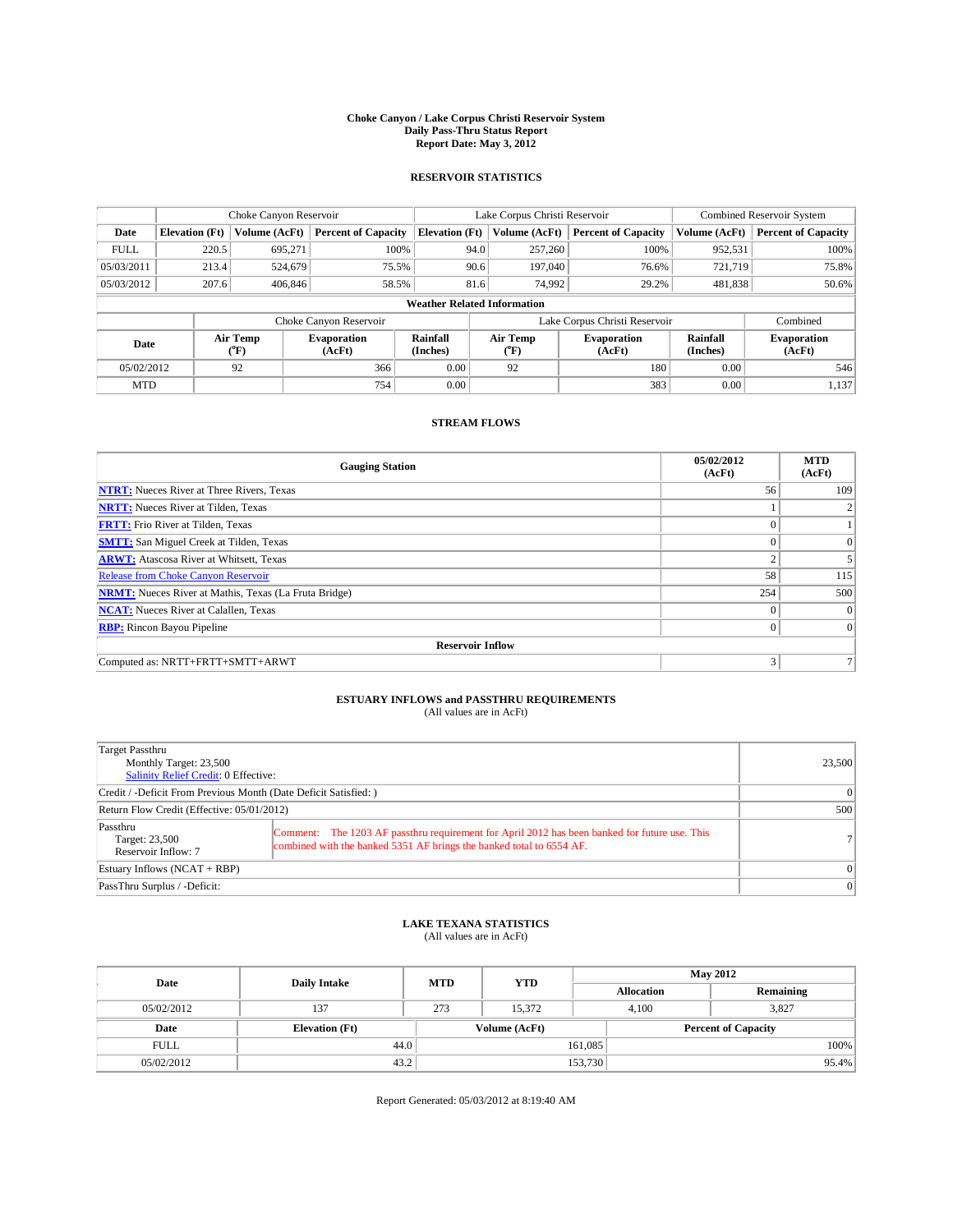# Choke Canyon / Lake Corpus Christi Reservoir System
## Daily Pass-Thru Status Report
### Report Date: May 3, 2012

## RESERVOIR STATISTICS

| | Choke Canyon Reservoir | | | Lake Corpus Christi Reservoir | | | Combined Reservoir System | |
|---|---|---|---|---|---|---|---|---|
| Date | Elevation (Ft) | Volume (AcFt) | Percent of Capacity | Elevation (Ft) | Volume (AcFt) | Percent of Capacity | Volume (AcFt) | Percent of Capacity |
| FULL | 220.5 | 695,271 | 100% | 94.0 | 257,260 | 100% | 952,531 | 100% |
| 05/03/2011 | 213.4 | 524,679 | 75.5% | 90.6 | 197,040 | 76.6% | 721,719 | 75.8% |
| 05/03/2012 | 207.6 | 406,846 | 58.5% | 81.6 | 74,992 | 29.2% | 481,838 | 50.6% |

**Weather Related Information**

| | Choke Canyon Reservoir | | | Lake Corpus Christi Reservoir | | | Combined |
|---|---|---|---|---|---|---|---|
| Date | Air Temp (°F) | Evaporation (AcFt) | Rainfall (Inches) | Air Temp (°F) | Evaporation (AcFt) | Rainfall (Inches) | Evaporation (AcFt) |
| 05/02/2012 | 92 | 366 | 0.00 | 92 | 180 | 0.00 | 546 |
| MTD | | 754 | 0.00 | | 383 | 0.00 | 1,137 |

## STREAM FLOWS

| Gauging Station | 05/02/2012 (AcFt) | MTD (AcFt) |
|---|---|---|
| NTRT: Nueces River at Three Rivers, Texas | 56 | 109 |
| NRTT: Nueces River at Tilden, Texas | 1 | 2 |
| FRTT: Frio River at Tilden, Texas | 0 | 1 |
| SMTT: San Miguel Creek at Tilden, Texas | 0 | 0 |
| ARWT: Atascosa River at Whitsett, Texas | 2 | 5 |
| Release from Choke Canyon Reservoir | 58 | 115 |
| NRMT: Nueces River at Mathis, Texas (La Fruta Bridge) | 254 | 500 |
| NCAT: Nueces River at Calallen, Texas | 0 | 0 |
| RBP: Rincon Bayou Pipeline | 0 | 0 |
| **Reservoir Inflow** | | |
| Computed as: NRTT+FRTT+SMTT+ARWT | 3 | 7 |

## ESTUARY INFLOWS and PASSTHRU REQUIREMENTS
(All values are in AcFt)

| | | |
|---|---|---|
| Target Passthru<br>Monthly Target: 23,500<br>Salinity Relief Credit: 0 Effective: | | 23,500 |
| Credit / -Deficit From Previous Month (Date Deficit Satisfied: ) | | 0 |
| Return Flow Credit (Effective: 05/01/2012) | | 500 |
| Passthru<br>Target: 23,500<br>Reservoir Inflow: 7 | Comment: The 1203 AF passthru requirement for April 2012 has been banked for future use. This combined with the banked 5351 AF brings the banked total to 6554 AF. | 7 |
| Estuary Inflows (NCAT + RBP) | | 0 |
| PassThru Surplus / -Deficit: | | 0 |

## LAKE TEXANA STATISTICS
(All values are in AcFt)

| Date | Daily Intake | MTD | YTD | May 2012 Allocation | May 2012 Remaining |
|---|---|---|---|---|---|
| 05/02/2012 | 137 | 273 | 15,372 | 4,100 | 3,827 |

| Date | Elevation (Ft) | Volume (AcFt) | Percent of Capacity |
|---|---|---|---|
| FULL | 44.0 | 161,085 | 100% |
| 05/02/2012 | 43.2 | 153,730 | 95.4% |

Report Generated: 05/03/2012 at 8:19:40 AM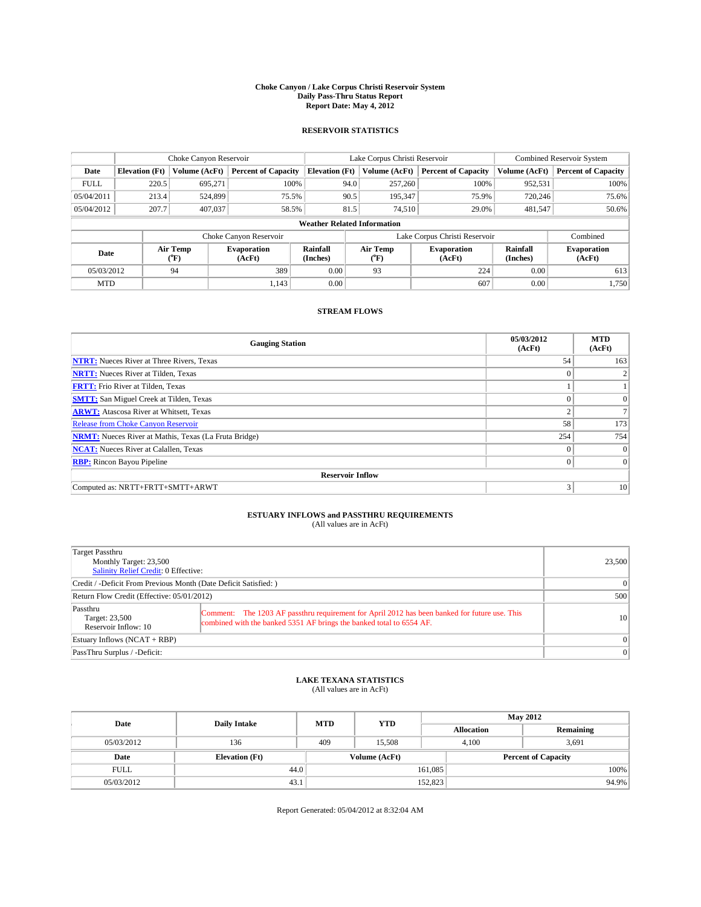**Choke Canyon / Lake Corpus Christi Reservoir System**
**Daily Pass-Thru Status Report**
**Report Date: May 4, 2012**

### RESERVOIR STATISTICS

| | Choke Canyon Reservoir | | | Lake Corpus Christi Reservoir | | | Combined Reservoir System | |
|---|---|---|---|---|---|---|---|---|
| **Date** | **Elevation (Ft)** | **Volume (AcFt)** | **Percent of Capacity** | **Elevation (Ft)** | **Volume (AcFt)** | **Percent of Capacity** | **Volume (AcFt)** | **Percent of Capacity** |
| FULL | 220.5 | 695,271 | 100% | 94.0 | 257,260 | 100% | 952,531 | 100% |
| 05/04/2011 | 213.4 | 524,899 | 75.5% | 90.5 | 195,347 | 75.9% | 720,246 | 75.6% |
| 05/04/2012 | 207.7 | 407,037 | 58.5% | 81.5 | 74,510 | 29.0% | 481,547 | 50.6% |

**Weather Related Information**

| | Choke Canyon Reservoir | | | Lake Corpus Christi Reservoir | | | Combined |
|---|---|---|---|---|---|---|---|
| **Date** | **Air Temp (°F)** | **Evaporation (AcFt)** | **Rainfall (Inches)** | **Air Temp (°F)** | **Evaporation (AcFt)** | **Rainfall (Inches)** | **Evaporation (AcFt)** |
| 05/03/2012 | 94 | 389 | 0.00 | 93 | 224 | 0.00 | 613 |
| MTD | | 1,143 | 0.00 | | 607 | 0.00 | 1,750 |

### STREAM FLOWS

| Gauging Station | 05/03/2012 (AcFt) | MTD (AcFt) |
|---|---|---|
| **NTRT:** Nueces River at Three Rivers, Texas | 54 | 163 |
| **NRTT:** Nueces River at Tilden, Texas | 0 | 2 |
| **FRTT:** Frio River at Tilden, Texas | 1 | 1 |
| **SMTT:** San Miguel Creek at Tilden, Texas | 0 | 0 |
| **ARWT:** Atascosa River at Whitsett, Texas | 2 | 7 |
| Release from Choke Canyon Reservoir | 58 | 173 |
| **NRMT:** Nueces River at Mathis, Texas (La Fruta Bridge) | 254 | 754 |
| **NCAT:** Nueces River at Calallen, Texas | 0 | 0 |
| **RBP:** Rincon Bayou Pipeline | 0 | 0 |
| **Reservoir Inflow** | | |
| Computed as: NRTT+FRTT+SMTT+ARWT | 3 | 10 |

### ESTUARY INFLOWS and PASSTHRU REQUIREMENTS
(All values are in AcFt)

| | |
|---|---|
| Target Passthru<br>Monthly Target: 23,500<br>Salinity Relief Credit: 0 Effective: | 23,500 |
| Credit / -Deficit From Previous Month (Date Deficit Satisfied: ) | 0 |
| Return Flow Credit (Effective: 05/01/2012) | 500 |
| Passthru<br>Target: 23,500<br>Reservoir Inflow: 10<br>Comment: The 1203 AF passthru requirement for April 2012 has been banked for future use. This combined with the banked 5351 AF brings the banked total to 6554 AF. | 10 |
| Estuary Inflows (NCAT + RBP) | 0 |
| PassThru Surplus / -Deficit: | 0 |

### LAKE TEXANA STATISTICS
(All values are in AcFt)

| Date | Daily Intake | MTD | YTD | May 2012 Allocation | May 2012 Remaining |
|---|---|---|---|---|---|
| 05/03/2012 | 136 | 409 | 15,508 | 4,100 | 3,691 |

| Date | Elevation (Ft) | Volume (AcFt) | Percent of Capacity |
|---|---|---|---|
| FULL | 44.0 | 161,085 | 100% |
| 05/03/2012 | 43.1 | 152,823 | 94.9% |

Report Generated: 05/04/2012 at 8:32:04 AM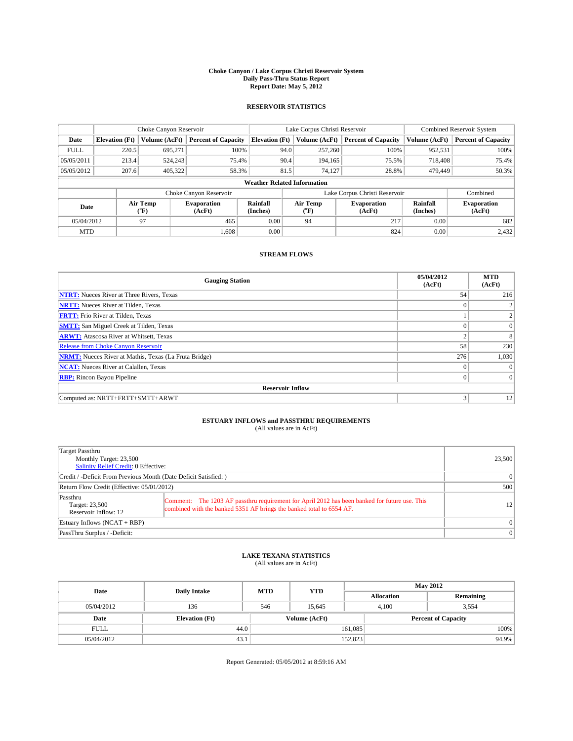**Choke Canyon / Lake Corpus Christi Reservoir System**
**Daily Pass-Thru Status Report**
**Report Date: May 5, 2012**

## RESERVOIR STATISTICS

| | Choke Canyon Reservoir | | | Lake Corpus Christi Reservoir | | | Combined Reservoir System | |
|---|---|---|---|---|---|---|---|---|
| Date | Elevation (Ft) | Volume (AcFt) | Percent of Capacity | Elevation (Ft) | Volume (AcFt) | Percent of Capacity | Volume (AcFt) | Percent of Capacity |
| FULL | 220.5 | 695,271 | 100% | 94.0 | 257,260 | 100% | 952,531 | 100% |
| 05/05/2011 | 213.4 | 524,243 | 75.4% | 90.4 | 194,165 | 75.5% | 718,408 | 75.4% |
| 05/05/2012 | 207.6 | 405,322 | 58.3% | 81.5 | 74,127 | 28.8% | 479,449 | 50.3% |

**Weather Related Information**

| | Choke Canyon Reservoir | | | Lake Corpus Christi Reservoir | | | Combined |
|---|---|---|---|---|---|---|---|
| Date | Air Temp (°F) | Evaporation (AcFt) | Rainfall (Inches) | Air Temp (°F) | Evaporation (AcFt) | Rainfall (Inches) | Evaporation (AcFt) |
| 05/04/2012 | 97 | 465 | 0.00 | 94 | 217 | 0.00 | 682 |
| MTD | | 1,608 | 0.00 | | 824 | 0.00 | 2,432 |

## STREAM FLOWS

| Gauging Station | 05/04/2012 (AcFt) | MTD (AcFt) |
|---|---|---|
| NTRT: Nueces River at Three Rivers, Texas | 54 | 216 |
| NRTT: Nueces River at Tilden, Texas | 0 | 2 |
| FRTT: Frio River at Tilden, Texas | 1 | 2 |
| SMTT: San Miguel Creek at Tilden, Texas | 0 | 0 |
| ARWT: Atascosa River at Whitsett, Texas | 2 | 8 |
| Release from Choke Canyon Reservoir | 58 | 230 |
| NRMT: Nueces River at Mathis, Texas (La Fruta Bridge) | 276 | 1,030 |
| NCAT: Nueces River at Calallen, Texas | 0 | 0 |
| RBP: Rincon Bayou Pipeline | 0 | 0 |
| **Reservoir Inflow** | | |
| Computed as: NRTT+FRTT+SMTT+ARWT | 3 | 12 |

## ESTUARY INFLOWS and PASSTHRU REQUIREMENTS
(All values are in AcFt)

| | | |
|---|---|---|
| Target Passthru<br>Monthly Target: 23,500<br>Salinity Relief Credit: 0 Effective: | | 23,500 |
| Credit / -Deficit From Previous Month (Date Deficit Satisfied: ) | | 0 |
| Return Flow Credit (Effective: 05/01/2012) | | 500 |
| Passthru<br>Target: 23,500<br>Reservoir Inflow: 12 | Comment: The 1203 AF passthru requirement for April 2012 has been banked for future use. This combined with the banked 5351 AF brings the banked total to 6554 AF. | 12 |
| Estuary Inflows (NCAT + RBP) | | 0 |
| PassThru Surplus / -Deficit: | | 0 |

## LAKE TEXANA STATISTICS
(All values are in AcFt)

| Date | Daily Intake | MTD | YTD | May 2012 Allocation | May 2012 Remaining |
|---|---|---|---|---|---|
| 05/04/2012 | 136 | 546 | 15,645 | 4,100 | 3,554 |

| Date | Elevation (Ft) | Volume (AcFt) | Percent of Capacity |
|---|---|---|---|
| FULL | 44.0 | 161,085 | 100% |
| 05/04/2012 | 43.1 | 152,823 | 94.9% |

Report Generated: 05/05/2012 at 8:59:16 AM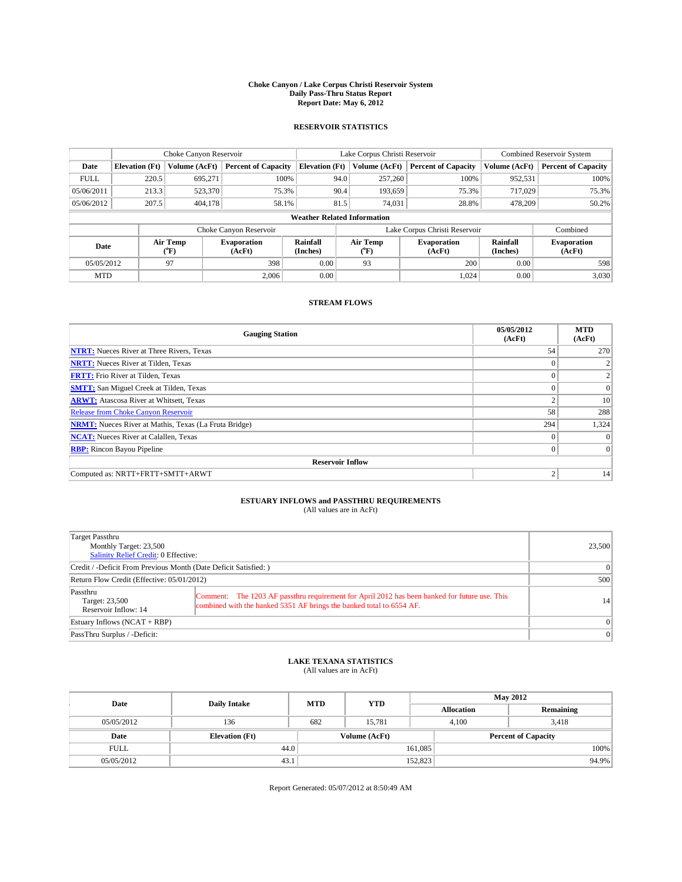# Choke Canyon / Lake Corpus Christi Reservoir System
## Daily Pass-Thru Status Report
### Report Date: May 6, 2012

## RESERVOIR STATISTICS

| | Choke Canyon Reservoir | | | Lake Corpus Christi Reservoir | | | Combined Reservoir System | |
|---|---|---|---|---|---|---|---|---|
| Date | Elevation (Ft) | Volume (AcFt) | Percent of Capacity | Elevation (Ft) | Volume (AcFt) | Percent of Capacity | Volume (AcFt) | Percent of Capacity |
| FULL | 220.5 | 695,271 | 100% | 94.0 | 257,260 | 100% | 952,531 | 100% |
| 05/06/2011 | 213.3 | 523,370 | 75.3% | 90.4 | 193,659 | 75.3% | 717,029 | 75.3% |
| 05/06/2012 | 207.5 | 404,178 | 58.1% | 81.5 | 74,031 | 28.8% | 478,209 | 50.2% |

**Weather Related Information**

| | Choke Canyon Reservoir | | | Lake Corpus Christi Reservoir | | | Combined |
|---|---|---|---|---|---|---|---|
| Date | Air Temp (°F) | Evaporation (AcFt) | Rainfall (Inches) | Air Temp (°F) | Evaporation (AcFt) | Rainfall (Inches) | Evaporation (AcFt) |
| 05/05/2012 | 97 | 398 | 0.00 | 93 | 200 | 0.00 | 598 |
| MTD | | 2,006 | 0.00 | | 1,024 | 0.00 | 3,030 |

## STREAM FLOWS

| Gauging Station | 05/05/2012 (AcFt) | MTD (AcFt) |
|---|---|---|
| NTRT: Nueces River at Three Rivers, Texas | 54 | 270 |
| NRTT: Nueces River at Tilden, Texas | 0 | 2 |
| FRTT: Frio River at Tilden, Texas | 0 | 2 |
| SMTT: San Miguel Creek at Tilden, Texas | 0 | 0 |
| ARWT: Atascosa River at Whitsett, Texas | 2 | 10 |
| Release from Choke Canyon Reservoir | 58 | 288 |
| NRMT: Nueces River at Mathis, Texas (La Fruta Bridge) | 294 | 1,324 |
| NCAT: Nueces River at Calallen, Texas | 0 | 0 |
| RBP: Rincon Bayou Pipeline | 0 | 0 |
| **Reservoir Inflow** | | |
| Computed as: NRTT+FRTT+SMTT+ARWT | 2 | 14 |

## ESTUARY INFLOWS and PASSTHRU REQUIREMENTS
(All values are in AcFt)

| | | |
|---|---|---|
| Target Passthru<br>Monthly Target: 23,500<br>Salinity Relief Credit: 0 Effective: | | 23,500 |
| Credit / -Deficit From Previous Month (Date Deficit Satisfied: ) | | 0 |
| Return Flow Credit (Effective: 05/01/2012) | | 500 |
| Passthru<br>Target: 23,500<br>Reservoir Inflow: 14 | Comment: The 1203 AF passthru requirement for April 2012 has been banked for future use. This combined with the banked 5351 AF brings the banked total to 6554 AF. | 14 |
| Estuary Inflows (NCAT + RBP) | | 0 |
| PassThru Surplus / -Deficit: | | 0 |

## LAKE TEXANA STATISTICS
(All values are in AcFt)

| Date | Daily Intake | MTD | YTD | May 2012 Allocation | May 2012 Remaining |
|---|---|---|---|---|---|
| 05/05/2012 | 136 | 682 | 15,781 | 4,100 | 3,418 |

| Date | Elevation (Ft) | Volume (AcFt) | Percent of Capacity |
|---|---|---|---|
| FULL | 44.0 | 161,085 | 100% |
| 05/05/2012 | 43.1 | 152,823 | 94.9% |

Report Generated: 05/07/2012 at 8:50:49 AM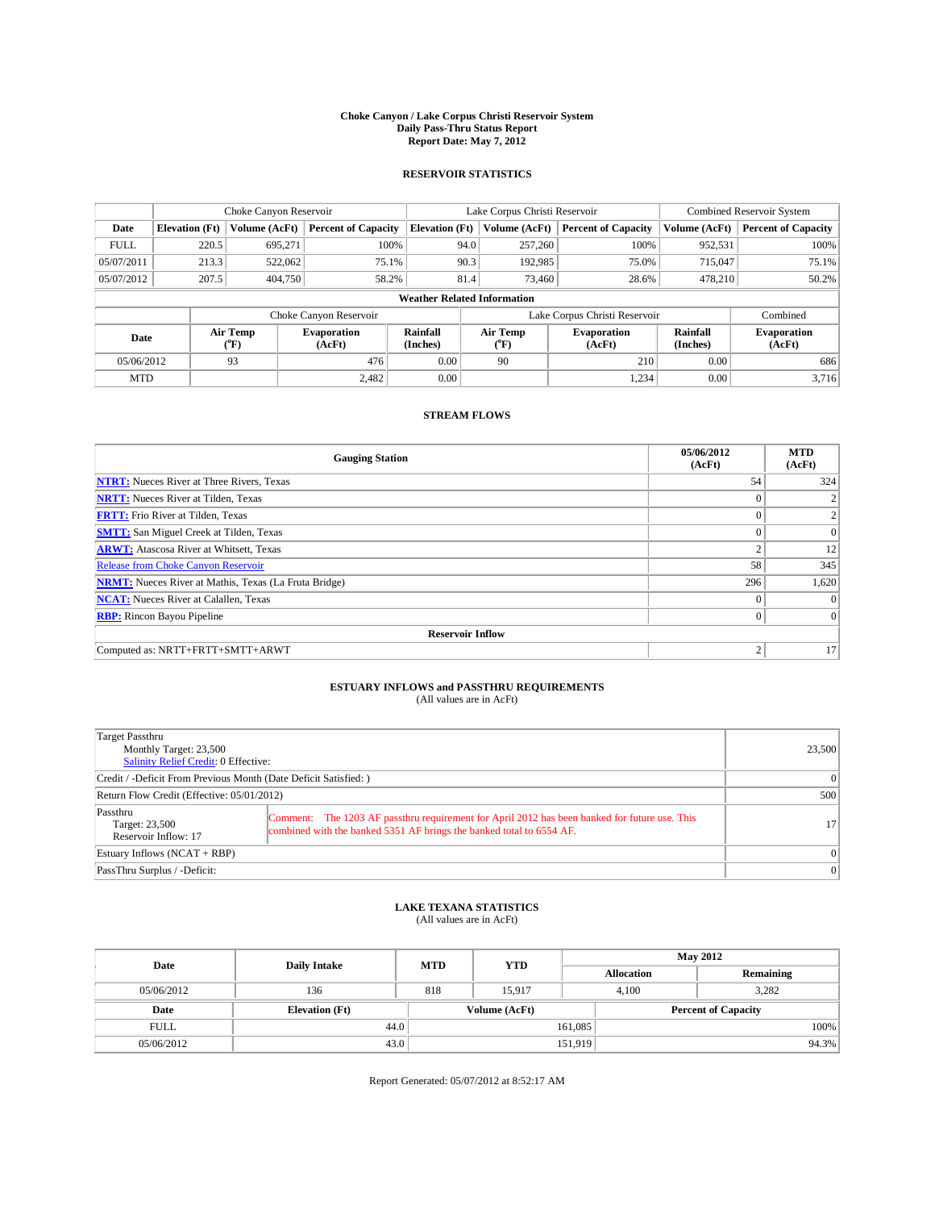**Choke Canyon / Lake Corpus Christi Reservoir System**
**Daily Pass-Thru Status Report**
**Report Date: May 7, 2012**

## RESERVOIR STATISTICS

| | Choke Canyon Reservoir | | | Lake Corpus Christi Reservoir | | | Combined Reservoir System | |
|---|---|---|---|---|---|---|---|---|
| Date | Elevation (Ft) | Volume (AcFt) | Percent of Capacity | Elevation (Ft) | Volume (AcFt) | Percent of Capacity | Volume (AcFt) | Percent of Capacity |
| FULL | 220.5 | 695,271 | 100% | 94.0 | 257,260 | 100% | 952,531 | 100% |
| 05/07/2011 | 213.3 | 522,062 | 75.1% | 90.3 | 192,985 | 75.0% | 715,047 | 75.1% |
| 05/07/2012 | 207.5 | 404,750 | 58.2% | 81.4 | 73,460 | 28.6% | 478,210 | 50.2% |

**Weather Related Information**

| | Choke Canyon Reservoir | | | Lake Corpus Christi Reservoir | | | Combined |
|---|---|---|---|---|---|---|---|
| Date | Air Temp (°F) | Evaporation (AcFt) | Rainfall (Inches) | Air Temp (°F) | Evaporation (AcFt) | Rainfall (Inches) | Evaporation (AcFt) |
| 05/06/2012 | 93 | 476 | 0.00 | 90 | 210 | 0.00 | 686 |
| MTD | | 2,482 | 0.00 | | 1,234 | 0.00 | 3,716 |

## STREAM FLOWS

| Gauging Station | 05/06/2012 (AcFt) | MTD (AcFt) |
|---|---|---|
| NTRT: Nueces River at Three Rivers, Texas | 54 | 324 |
| NRTT: Nueces River at Tilden, Texas | 0 | 2 |
| FRTT: Frio River at Tilden, Texas | 0 | 2 |
| SMTT: San Miguel Creek at Tilden, Texas | 0 | 0 |
| ARWT: Atascosa River at Whitsett, Texas | 2 | 12 |
| Release from Choke Canyon Reservoir | 58 | 345 |
| NRMT: Nueces River at Mathis, Texas (La Fruta Bridge) | 296 | 1,620 |
| NCAT: Nueces River at Calallen, Texas | 0 | 0 |
| RBP: Rincon Bayou Pipeline | 0 | 0 |
| **Reservoir Inflow** | | |
| Computed as: NRTT+FRTT+SMTT+ARWT | 2 | 17 |

## ESTUARY INFLOWS and PASSTHRU REQUIREMENTS
(All values are in AcFt)

| Item | | Value |
|---|---|---|
| Target Passthru<br>Monthly Target: 23,500<br>Salinity Relief Credit: 0 Effective: | | 23,500 |
| Credit / -Deficit From Previous Month (Date Deficit Satisfied: ) | | 0 |
| Return Flow Credit (Effective: 05/01/2012) | | 500 |
| Passthru<br>Target: 23,500<br>Reservoir Inflow: 17 | Comment: The 1203 AF passthru requirement for April 2012 has been banked for future use. This combined with the banked 5351 AF brings the banked total to 6554 AF. | 17 |
| Estuary Inflows (NCAT + RBP) | | 0 |
| PassThru Surplus / -Deficit: | | 0 |

## LAKE TEXANA STATISTICS
(All values are in AcFt)

| Date | Daily Intake | MTD | YTD | May 2012 Allocation | May 2012 Remaining |
|---|---|---|---|---|---|
| 05/06/2012 | 136 | 818 | 15,917 | 4,100 | 3,282 |

| Date | Elevation (Ft) | Volume (AcFt) | Percent of Capacity |
|---|---|---|---|
| FULL | 44.0 | 161,085 | 100% |
| 05/06/2012 | 43.0 | 151,919 | 94.3% |

Report Generated: 05/07/2012 at 8:52:17 AM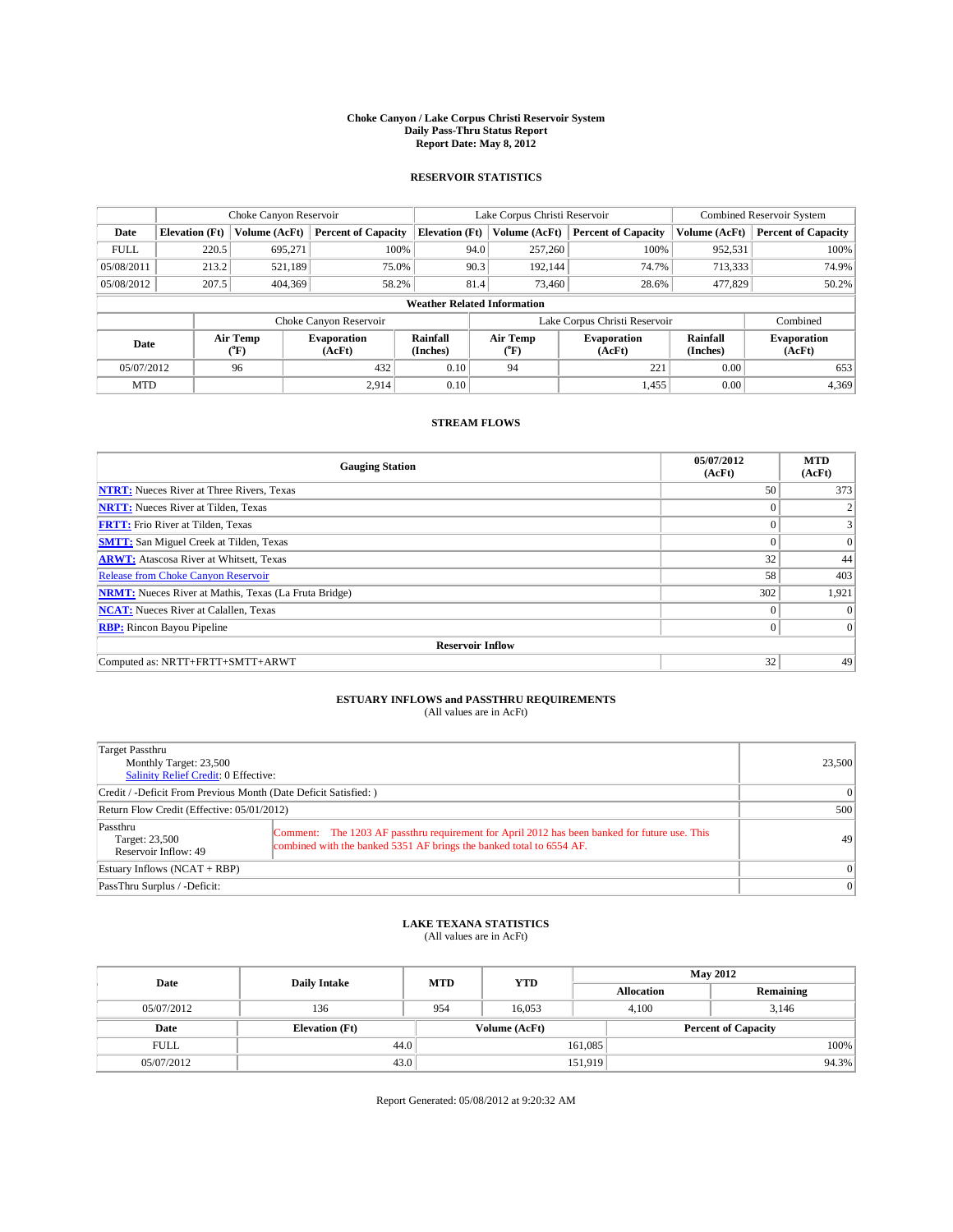# Choke Canyon / Lake Corpus Christi Reservoir System
## Daily Pass-Thru Status Report
### Report Date: May 8, 2012

## RESERVOIR STATISTICS

| | Choke Canyon Reservoir | | | Lake Corpus Christi Reservoir | | | Combined Reservoir System | |
|---|---|---|---|---|---|---|---|---|
| Date | Elevation (Ft) | Volume (AcFt) | Percent of Capacity | Elevation (Ft) | Volume (AcFt) | Percent of Capacity | Volume (AcFt) | Percent of Capacity |
| FULL | 220.5 | 695,271 | 100% | 94.0 | 257,260 | 100% | 952,531 | 100% |
| 05/08/2011 | 213.2 | 521,189 | 75.0% | 90.3 | 192,144 | 74.7% | 713,333 | 74.9% |
| 05/08/2012 | 207.5 | 404,369 | 58.2% | 81.4 | 73,460 | 28.6% | 477,829 | 50.2% |

**Weather Related Information**

| | Choke Canyon Reservoir | | | Lake Corpus Christi Reservoir | | | Combined |
|---|---|---|---|---|---|---|---|
| Date | Air Temp (°F) | Evaporation (AcFt) | Rainfall (Inches) | Air Temp (°F) | Evaporation (AcFt) | Rainfall (Inches) | Evaporation (AcFt) |
| 05/07/2012 | 96 | 432 | 0.10 | 94 | 221 | 0.00 | 653 |
| MTD | | 2,914 | 0.10 | | 1,455 | 0.00 | 4,369 |

## STREAM FLOWS

| Gauging Station | 05/07/2012 (AcFt) | MTD (AcFt) |
|---|---|---|
| NTRT: Nueces River at Three Rivers, Texas | 50 | 373 |
| NRTT: Nueces River at Tilden, Texas | 0 | 2 |
| FRTT: Frio River at Tilden, Texas | 0 | 3 |
| SMTT: San Miguel Creek at Tilden, Texas | 0 | 0 |
| ARWT: Atascosa River at Whitsett, Texas | 32 | 44 |
| Release from Choke Canyon Reservoir | 58 | 403 |
| NRMT: Nueces River at Mathis, Texas (La Fruta Bridge) | 302 | 1,921 |
| NCAT: Nueces River at Calallen, Texas | 0 | 0 |
| RBP: Rincon Bayou Pipeline | 0 | 0 |
| **Reservoir Inflow** | | |
| Computed as: NRTT+FRTT+SMTT+ARWT | 32 | 49 |

## ESTUARY INFLOWS and PASSTHRU REQUIREMENTS
(All values are in AcFt)

| | |
|---|---|
| Target Passthru<br>Monthly Target: 23,500<br>Salinity Relief Credit: 0 Effective: | 23,500 |
| Credit / -Deficit From Previous Month (Date Deficit Satisfied: ) | 0 |
| Return Flow Credit (Effective: 05/01/2012) | 500 |
| Passthru<br>Target: 23,500<br>Reservoir Inflow: 49<br>Comment: The 1203 AF passthru requirement for April 2012 has been banked for future use. This combined with the banked 5351 AF brings the banked total to 6554 AF. | 49 |
| Estuary Inflows (NCAT + RBP) | 0 |
| PassThru Surplus / -Deficit: | 0 |

## LAKE TEXANA STATISTICS
(All values are in AcFt)

| Date | Daily Intake | MTD | YTD | May 2012 Allocation | May 2012 Remaining |
|---|---|---|---|---|---|
| 05/07/2012 | 136 | 954 | 16,053 | 4,100 | 3,146 |

| Date | Elevation (Ft) | Volume (AcFt) | Percent of Capacity |
|---|---|---|---|
| FULL | 44.0 | 161,085 | 100% |
| 05/07/2012 | 43.0 | 151,919 | 94.3% |

Report Generated: 05/08/2012 at 9:20:32 AM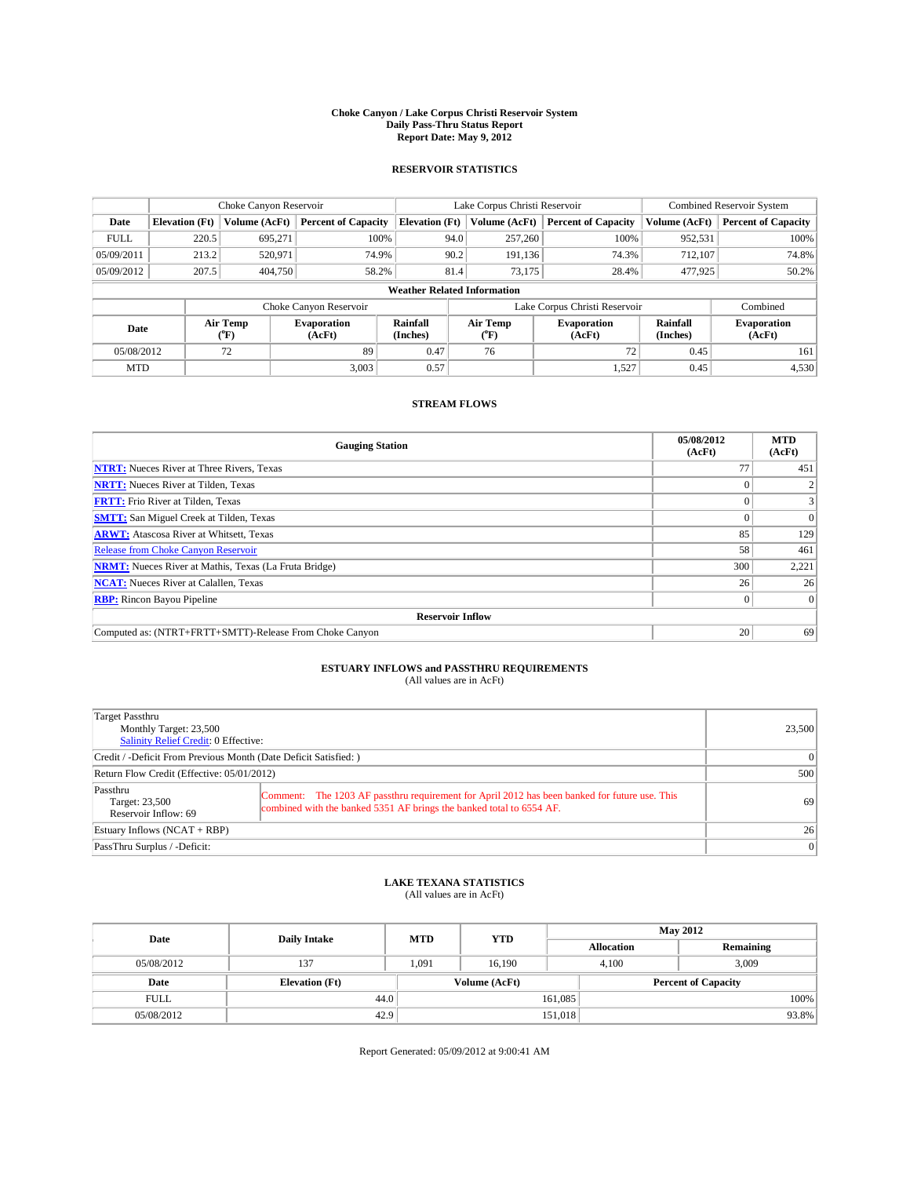# Choke Canyon / Lake Corpus Christi Reservoir System
## Daily Pass-Thru Status Report
## Report Date: May 9, 2012

### RESERVOIR STATISTICS

| | Choke Canyon Reservoir | | | Lake Corpus Christi Reservoir | | | Combined Reservoir System | |
|---|---|---|---|---|---|---|---|---|
| Date | Elevation (Ft) | Volume (AcFt) | Percent of Capacity | Elevation (Ft) | Volume (AcFt) | Percent of Capacity | Volume (AcFt) | Percent of Capacity |
| FULL | 220.5 | 695,271 | 100% | 94.0 | 257,260 | 100% | 952,531 | 100% |
| 05/09/2011 | 213.2 | 520,971 | 74.9% | 90.2 | 191,136 | 74.3% | 712,107 | 74.8% |
| 05/09/2012 | 207.5 | 404,750 | 58.2% | 81.4 | 73,175 | 28.4% | 477,925 | 50.2% |

**Weather Related Information**

| | Choke Canyon Reservoir | | | Lake Corpus Christi Reservoir | | | Combined |
|---|---|---|---|---|---|---|---|
| Date | Air Temp (°F) | Evaporation (AcFt) | Rainfall (Inches) | Air Temp (°F) | Evaporation (AcFt) | Rainfall (Inches) | Evaporation (AcFt) |
| 05/08/2012 | 72 | 89 | 0.47 | 76 | 72 | 0.45 | 161 |
| MTD | | 3,003 | 0.57 | | 1,527 | 0.45 | 4,530 |

### STREAM FLOWS

| Gauging Station | 05/08/2012 (AcFt) | MTD (AcFt) |
|---|---|---|
| NTRT: Nueces River at Three Rivers, Texas | 77 | 451 |
| NRTT: Nueces River at Tilden, Texas | 0 | 2 |
| FRTT: Frio River at Tilden, Texas | 0 | 3 |
| SMTT: San Miguel Creek at Tilden, Texas | 0 | 0 |
| ARWT: Atascosa River at Whitsett, Texas | 85 | 129 |
| Release from Choke Canyon Reservoir | 58 | 461 |
| NRMT: Nueces River at Mathis, Texas (La Fruta Bridge) | 300 | 2,221 |
| NCAT: Nueces River at Calallen, Texas | 26 | 26 |
| RBP: Rincon Bayou Pipeline | 0 | 0 |
| **Reservoir Inflow** | | |
| Computed as: (NTRT+FRTT+SMTT)-Release From Choke Canyon | 20 | 69 |

### ESTUARY INFLOWS and PASSTHRU REQUIREMENTS
(All values are in AcFt)

| | | |
|---|---|---|
| Target Passthru<br>Monthly Target: 23,500<br>Salinity Relief Credit: 0 Effective: | | 23,500 |
| Credit / -Deficit From Previous Month (Date Deficit Satisfied: ) | | 0 |
| Return Flow Credit (Effective: 05/01/2012) | | 500 |
| Passthru<br>Target: 23,500<br>Reservoir Inflow: 69 | Comment: The 1203 AF passthru requirement for April 2012 has been banked for future use. This combined with the banked 5351 AF brings the banked total to 6554 AF. | 69 |
| Estuary Inflows (NCAT + RBP) | | 26 |
| PassThru Surplus / -Deficit: | | 0 |

### LAKE TEXANA STATISTICS
(All values are in AcFt)

| Date | Daily Intake | MTD | YTD | May 2012 Allocation | May 2012 Remaining |
|---|---|---|---|---|---|
| 05/08/2012 | 137 | 1,091 | 16,190 | 4,100 | 3,009 |

| Date | Elevation (Ft) | Volume (AcFt) | Percent of Capacity |
|---|---|---|---|
| FULL | 44.0 | 161,085 | 100% |
| 05/08/2012 | 42.9 | 151,018 | 93.8% |

Report Generated: 05/09/2012 at 9:00:41 AM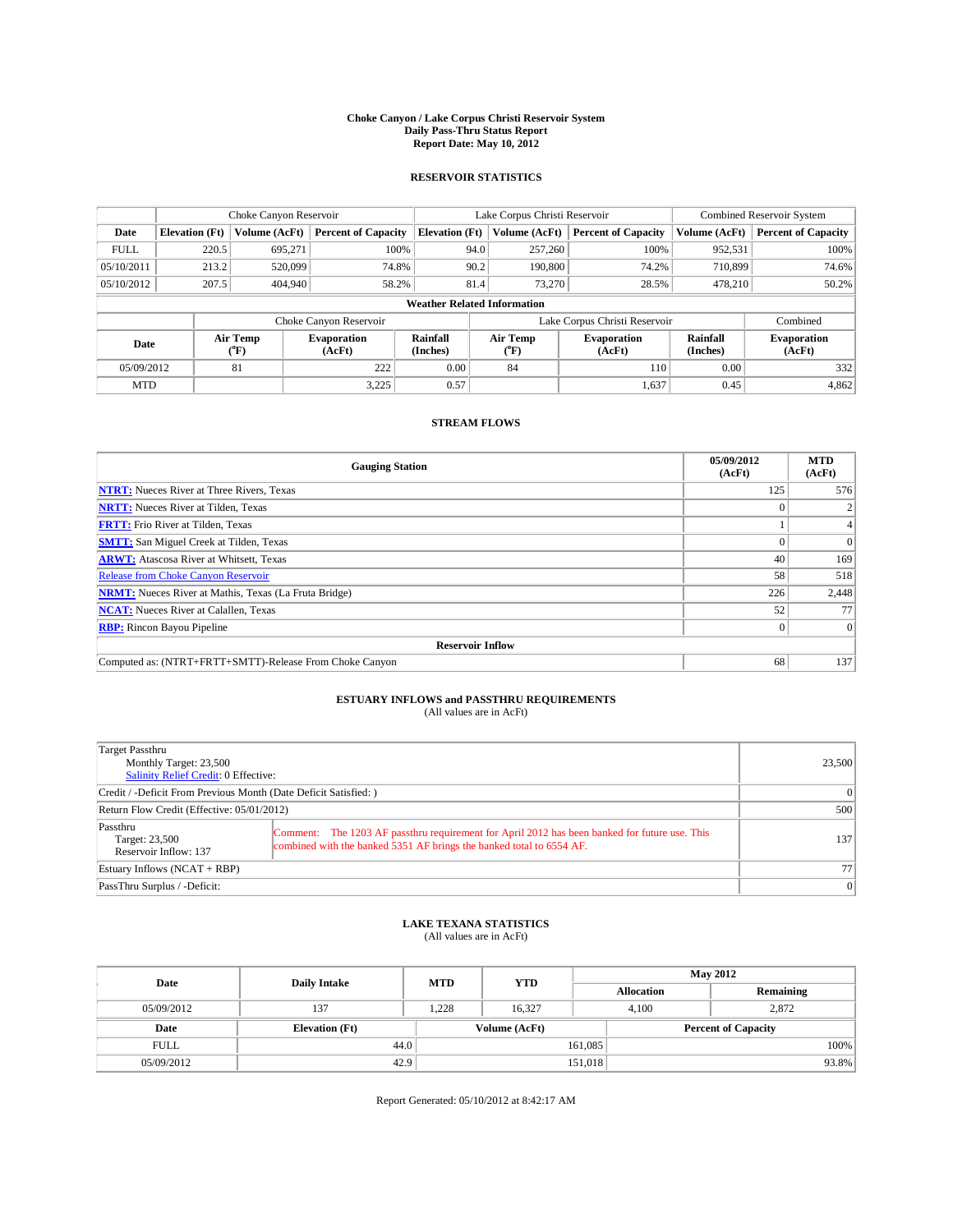# Choke Canyon / Lake Corpus Christi Reservoir System
## Daily Pass-Thru Status Report
### Report Date: May 10, 2012

## RESERVOIR STATISTICS

| | Choke Canyon Reservoir | | | Lake Corpus Christi Reservoir | | | Combined Reservoir System | |
|---|---|---|---|---|---|---|---|---|
| Date | Elevation (Ft) | Volume (AcFt) | Percent of Capacity | Elevation (Ft) | Volume (AcFt) | Percent of Capacity | Volume (AcFt) | Percent of Capacity |
| FULL | 220.5 | 695,271 | 100% | 94.0 | 257,260 | 100% | 952,531 | 100% |
| 05/10/2011 | 213.2 | 520,099 | 74.8% | 90.2 | 190,800 | 74.2% | 710,899 | 74.6% |
| 05/10/2012 | 207.5 | 404,940 | 58.2% | 81.4 | 73,270 | 28.5% | 478,210 | 50.2% |

**Weather Related Information**

| | Choke Canyon Reservoir | | | Lake Corpus Christi Reservoir | | | Combined |
|---|---|---|---|---|---|---|---|
| Date | Air Temp (°F) | Evaporation (AcFt) | Rainfall (Inches) | Air Temp (°F) | Evaporation (AcFt) | Rainfall (Inches) | Evaporation (AcFt) |
| 05/09/2012 | 81 | 222 | 0.00 | 84 | 110 | 0.00 | 332 |
| MTD | | 3,225 | 0.57 | | 1,637 | 0.45 | 4,862 |

## STREAM FLOWS

| Gauging Station | 05/09/2012 (AcFt) | MTD (AcFt) |
|---|---|---|
| NTRT: Nueces River at Three Rivers, Texas | 125 | 576 |
| NRTT: Nueces River at Tilden, Texas | 0 | 2 |
| FRTT: Frio River at Tilden, Texas | 1 | 4 |
| SMTT: San Miguel Creek at Tilden, Texas | 0 | 0 |
| ARWT: Atascosa River at Whitsett, Texas | 40 | 169 |
| Release from Choke Canyon Reservoir | 58 | 518 |
| NRMT: Nueces River at Mathis, Texas (La Fruta Bridge) | 226 | 2,448 |
| NCAT: Nueces River at Calallen, Texas | 52 | 77 |
| RBP: Rincon Bayou Pipeline | 0 | 0 |
| **Reservoir Inflow** | | |
| Computed as: (NTRT+FRTT+SMTT)-Release From Choke Canyon | 68 | 137 |

## ESTUARY INFLOWS and PASSTHRU REQUIREMENTS
(All values are in AcFt)

| | |
|---|---|
| Target Passthru<br>Monthly Target: 23,500<br>Salinity Relief Credit: 0 Effective: | 23,500 |
| Credit / -Deficit From Previous Month (Date Deficit Satisfied: ) | 0 |
| Return Flow Credit (Effective: 05/01/2012) | 500 |
| Passthru<br>Target: 23,500<br>Reservoir Inflow: 137<br>Comment: The 1203 AF passthru requirement for April 2012 has been banked for future use. This combined with the banked 5351 AF brings the banked total to 6554 AF. | 137 |
| Estuary Inflows (NCAT + RBP) | 77 |
| PassThru Surplus / -Deficit: | 0 |

## LAKE TEXANA STATISTICS
(All values are in AcFt)

| Date | Daily Intake | MTD | YTD | May 2012 Allocation | May 2012 Remaining |
|---|---|---|---|---|---|
| 05/09/2012 | 137 | 1,228 | 16,327 | 4,100 | 2,872 |

| Date | Elevation (Ft) | Volume (AcFt) | Percent of Capacity |
|---|---|---|---|
| FULL | 44.0 | 161,085 | 100% |
| 05/09/2012 | 42.9 | 151,018 | 93.8% |

Report Generated: 05/10/2012 at 8:42:17 AM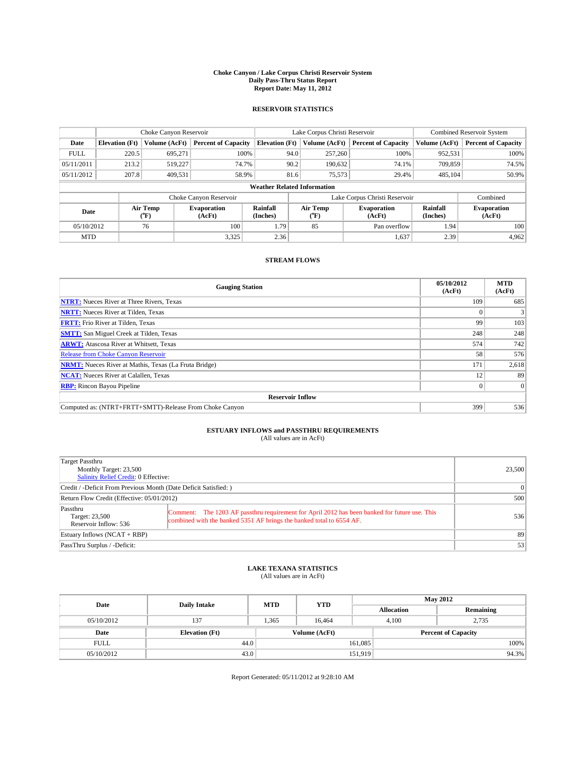# Choke Canyon / Lake Corpus Christi Reservoir System
## Daily Pass-Thru Status Report
### Report Date: May 11, 2012

## RESERVOIR STATISTICS

| | Choke Canyon Reservoir | | | Lake Corpus Christi Reservoir | | | Combined Reservoir System | |
|---|---|---|---|---|---|---|---|---|
| Date | Elevation (Ft) | Volume (AcFt) | Percent of Capacity | Elevation (Ft) | Volume (AcFt) | Percent of Capacity | Volume (AcFt) | Percent of Capacity |
| FULL | 220.5 | 695,271 | 100% | 94.0 | 257,260 | 100% | 952,531 | 100% |
| 05/11/2011 | 213.2 | 519,227 | 74.7% | 90.2 | 190,632 | 74.1% | 709,859 | 74.5% |
| 05/11/2012 | 207.8 | 409,531 | 58.9% | 81.6 | 75,573 | 29.4% | 485,104 | 50.9% |

**Weather Related Information**

| | Choke Canyon Reservoir | | | Lake Corpus Christi Reservoir | | | Combined |
|---|---|---|---|---|---|---|---|
| Date | Air Temp (°F) | Evaporation (AcFt) | Rainfall (Inches) | Air Temp (°F) | Evaporation (AcFt) | Rainfall (Inches) | Evaporation (AcFt) |
| 05/10/2012 | 76 | 100 | 1.79 | 85 | Pan overflow | 1.94 | 100 |
| MTD | | 3,325 | 2.36 | | 1,637 | 2.39 | 4,962 |

## STREAM FLOWS

| Gauging Station | 05/10/2012 (AcFt) | MTD (AcFt) |
|---|---|---|
| NTRT: Nueces River at Three Rivers, Texas | 109 | 685 |
| NRTT: Nueces River at Tilden, Texas | 0 | 3 |
| FRTT: Frio River at Tilden, Texas | 99 | 103 |
| SMTT: San Miguel Creek at Tilden, Texas | 248 | 248 |
| ARWT: Atascosa River at Whitsett, Texas | 574 | 742 |
| Release from Choke Canyon Reservoir | 58 | 576 |
| NRMT: Nueces River at Mathis, Texas (La Fruta Bridge) | 171 | 2,618 |
| NCAT: Nueces River at Calallen, Texas | 12 | 89 |
| RBP: Rincon Bayou Pipeline | 0 | 0 |
| **Reservoir Inflow** | | |
| Computed as: (NTRT+FRTT+SMTT)-Release From Choke Canyon | 399 | 536 |

## ESTUARY INFLOWS and PASSTHRU REQUIREMENTS
(All values are in AcFt)

| | |
|---|---|
| Target Passthru<br>Monthly Target: 23,500<br>Salinity Relief Credit: 0 Effective: | 23,500 |
| Credit / -Deficit From Previous Month (Date Deficit Satisfied: ) | 0 |
| Return Flow Credit (Effective: 05/01/2012) | 500 |
| Passthru<br>Target: 23,500<br>Reservoir Inflow: 536<br>Comment: The 1203 AF passthru requirement for April 2012 has been banked for future use. This combined with the banked 5351 AF brings the banked total to 6554 AF. | 536 |
| Estuary Inflows (NCAT + RBP) | 89 |
| PassThru Surplus / -Deficit: | 53 |

## LAKE TEXANA STATISTICS
(All values are in AcFt)

| Date | Daily Intake | MTD | YTD | May 2012 Allocation | May 2012 Remaining |
|---|---|---|---|---|---|
| 05/10/2012 | 137 | 1,365 | 16,464 | 4,100 | 2,735 |

| Date | Elevation (Ft) | Volume (AcFt) | Percent of Capacity |
|---|---|---|---|
| FULL | 44.0 | 161,085 | 100% |
| 05/10/2012 | 43.0 | 151,919 | 94.3% |

Report Generated: 05/11/2012 at 9:28:10 AM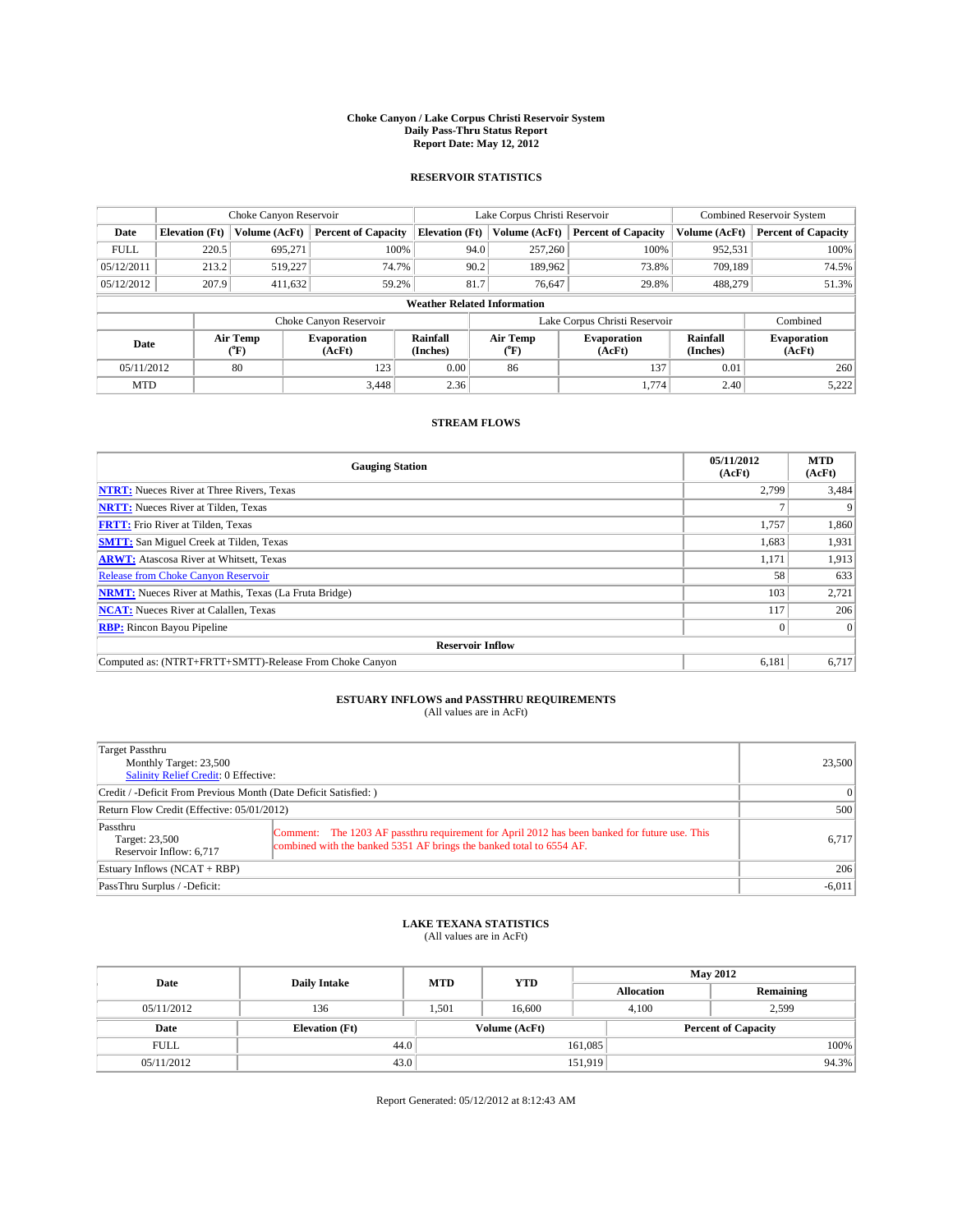# Choke Canyon / Lake Corpus Christi Reservoir System
## Daily Pass-Thru Status Report
### Report Date: May 12, 2012

## RESERVOIR STATISTICS

| | Choke Canyon Reservoir | | | Lake Corpus Christi Reservoir | | | Combined Reservoir System | |
|---|---|---|---|---|---|---|---|---|
| Date | Elevation (Ft) | Volume (AcFt) | Percent of Capacity | Elevation (Ft) | Volume (AcFt) | Percent of Capacity | Volume (AcFt) | Percent of Capacity |
| FULL | 220.5 | 695,271 | 100% | 94.0 | 257,260 | 100% | 952,531 | 100% |
| 05/12/2011 | 213.2 | 519,227 | 74.7% | 90.2 | 189,962 | 73.8% | 709,189 | 74.5% |
| 05/12/2012 | 207.9 | 411,632 | 59.2% | 81.7 | 76,647 | 29.8% | 488,279 | 51.3% |

**Weather Related Information**

| | Choke Canyon Reservoir | | | Lake Corpus Christi Reservoir | | | Combined |
|---|---|---|---|---|---|---|---|
| Date | Air Temp (°F) | Evaporation (AcFt) | Rainfall (Inches) | Air Temp (°F) | Evaporation (AcFt) | Rainfall (Inches) | Evaporation (AcFt) |
| 05/11/2012 | 80 | 123 | 0.00 | 86 | 137 | 0.01 | 260 |
| MTD | | 3,448 | 2.36 | | 1,774 | 2.40 | 5,222 |

## STREAM FLOWS

| Gauging Station | 05/11/2012 (AcFt) | MTD (AcFt) |
|---|---|---|
| NTRT: Nueces River at Three Rivers, Texas | 2,799 | 3,484 |
| NRTT: Nueces River at Tilden, Texas | 7 | 9 |
| FRTT: Frio River at Tilden, Texas | 1,757 | 1,860 |
| SMTT: San Miguel Creek at Tilden, Texas | 1,683 | 1,931 |
| ARWT: Atascosa River at Whitsett, Texas | 1,171 | 1,913 |
| Release from Choke Canyon Reservoir | 58 | 633 |
| NRMT: Nueces River at Mathis, Texas (La Fruta Bridge) | 103 | 2,721 |
| NCAT: Nueces River at Calallen, Texas | 117 | 206 |
| RBP: Rincon Bayou Pipeline | 0 | 0 |
| **Reservoir Inflow** | | |
| Computed as: (NTRT+FRTT+SMTT)-Release From Choke Canyon | 6,181 | 6,717 |

## ESTUARY INFLOWS and PASSTHRU REQUIREMENTS
(All values are in AcFt)

| | |
|---|---|
| Target Passthru<br>Monthly Target: 23,500<br>Salinity Relief Credit: 0 Effective: | 23,500 |
| Credit / -Deficit From Previous Month (Date Deficit Satisfied: ) | 0 |
| Return Flow Credit (Effective: 05/01/2012) | 500 |
| Passthru<br>Target: 23,500<br>Reservoir Inflow: 6,717<br>Comment: The 1203 AF passthru requirement for April 2012 has been banked for future use. This combined with the banked 5351 AF brings the banked total to 6554 AF. | 6,717 |
| Estuary Inflows (NCAT + RBP) | 206 |
| PassThru Surplus / -Deficit: | -6,011 |

## LAKE TEXANA STATISTICS
(All values are in AcFt)

| Date | Daily Intake | MTD | YTD | May 2012 Allocation | May 2012 Remaining |
|---|---|---|---|---|---|
| 05/11/2012 | 136 | 1,501 | 16,600 | 4,100 | 2,599 |

| Date | Elevation (Ft) | Volume (AcFt) | Percent of Capacity |
|---|---|---|---|
| FULL | 44.0 | 161,085 | 100% |
| 05/11/2012 | 43.0 | 151,919 | 94.3% |

Report Generated: 05/12/2012 at 8:12:43 AM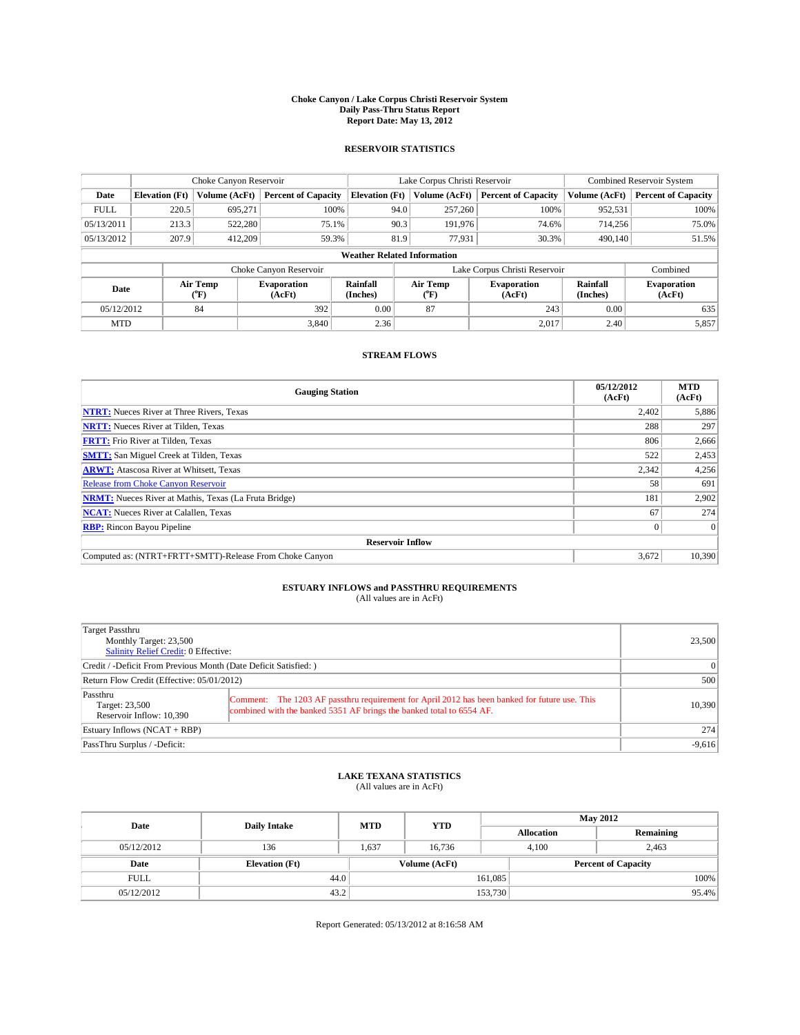# Choke Canyon / Lake Corpus Christi Reservoir System
## Daily Pass-Thru Status Report
### Report Date: May 13, 2012

## RESERVOIR STATISTICS

| | Choke Canyon Reservoir | | | Lake Corpus Christi Reservoir | | | Combined Reservoir System | |
|---|---|---|---|---|---|---|---|---|
| Date | Elevation (Ft) | Volume (AcFt) | Percent of Capacity | Elevation (Ft) | Volume (AcFt) | Percent of Capacity | Volume (AcFt) | Percent of Capacity |
| FULL | 220.5 | 695,271 | 100% | 94.0 | 257,260 | 100% | 952,531 | 100% |
| 05/13/2011 | 213.3 | 522,280 | 75.1% | 90.3 | 191,976 | 74.6% | 714,256 | 75.0% |
| 05/13/2012 | 207.9 | 412,209 | 59.3% | 81.9 | 77,931 | 30.3% | 490,140 | 51.5% |

**Weather Related Information**

| | Choke Canyon Reservoir | | | Lake Corpus Christi Reservoir | | | Combined |
|---|---|---|---|---|---|---|---|
| Date | Air Temp (°F) | Evaporation (AcFt) | Rainfall (Inches) | Air Temp (°F) | Evaporation (AcFt) | Rainfall (Inches) | Evaporation (AcFt) |
| 05/12/2012 | 84 | 392 | 0.00 | 87 | 243 | 0.00 | 635 |
| MTD | | 3,840 | 2.36 | | 2,017 | 2.40 | 5,857 |

## STREAM FLOWS

| Gauging Station | 05/12/2012 (AcFt) | MTD (AcFt) |
|---|---|---|
| NTRT: Nueces River at Three Rivers, Texas | 2,402 | 5,886 |
| NRTT: Nueces River at Tilden, Texas | 288 | 297 |
| FRTT: Frio River at Tilden, Texas | 806 | 2,666 |
| SMTT: San Miguel Creek at Tilden, Texas | 522 | 2,453 |
| ARWT: Atascosa River at Whitsett, Texas | 2,342 | 4,256 |
| Release from Choke Canyon Reservoir | 58 | 691 |
| NRMT: Nueces River at Mathis, Texas (La Fruta Bridge) | 181 | 2,902 |
| NCAT: Nueces River at Calallen, Texas | 67 | 274 |
| RBP: Rincon Bayou Pipeline | 0 | 0 |
| **Reservoir Inflow** | | |
| Computed as: (NTRT+FRTT+SMTT)-Release From Choke Canyon | 3,672 | 10,390 |

## ESTUARY INFLOWS and PASSTHRU REQUIREMENTS
(All values are in AcFt)

| | | |
|---|---|---|
| Target Passthru<br>Monthly Target: 23,500<br>Salinity Relief Credit: 0 Effective: | | 23,500 |
| Credit / -Deficit From Previous Month (Date Deficit Satisfied: ) | | 0 |
| Return Flow Credit (Effective: 05/01/2012) | | 500 |
| Passthru<br>Target: 23,500<br>Reservoir Inflow: 10,390 | Comment: The 1203 AF passthru requirement for April 2012 has been banked for future use. This combined with the banked 5351 AF brings the banked total to 6554 AF. | 10,390 |
| Estuary Inflows (NCAT + RBP) | | 274 |
| PassThru Surplus / -Deficit: | | -9,616 |

## LAKE TEXANA STATISTICS
(All values are in AcFt)

| Date | Daily Intake | MTD | YTD | May 2012 Allocation | May 2012 Remaining |
|---|---|---|---|---|---|
| 05/12/2012 | 136 | 1,637 | 16,736 | 4,100 | 2,463 |

| Date | Elevation (Ft) | Volume (AcFt) | Percent of Capacity |
|---|---|---|---|
| FULL | 44.0 | 161,085 | 100% |
| 05/12/2012 | 43.2 | 153,730 | 95.4% |

Report Generated: 05/13/2012 at 8:16:58 AM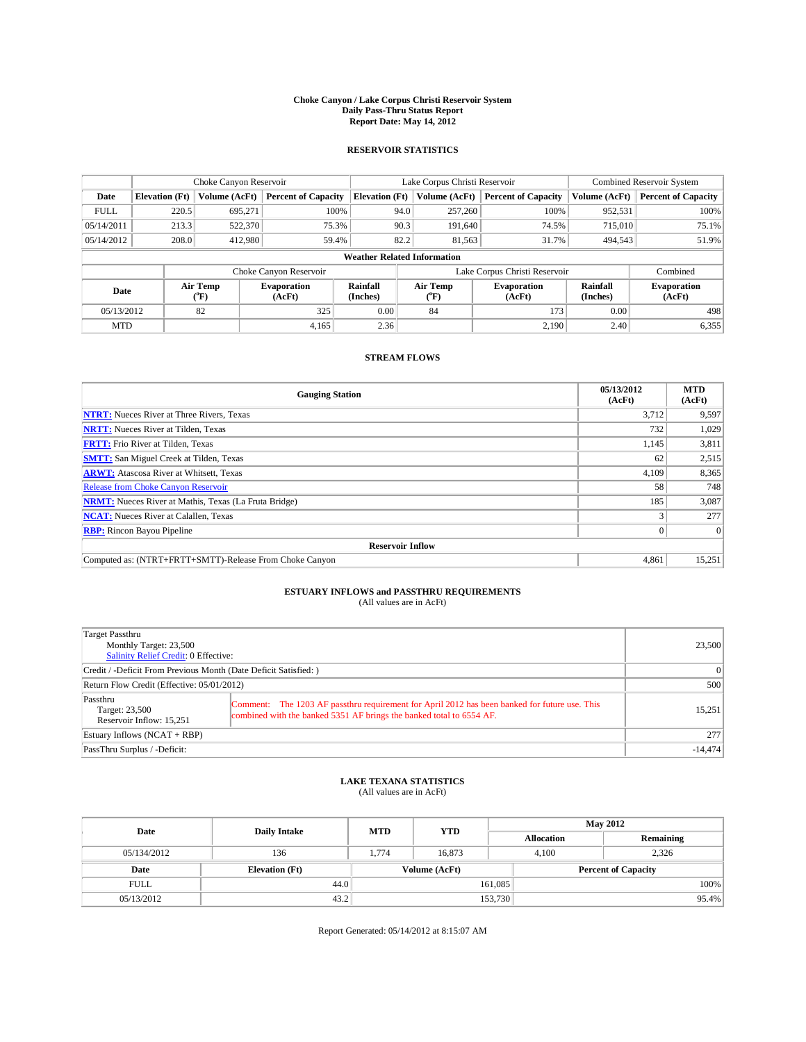**Choke Canyon / Lake Corpus Christi Reservoir System**
**Daily Pass-Thru Status Report**
**Report Date: May 14, 2012**

### RESERVOIR STATISTICS

| | Choke Canyon Reservoir | | | Lake Corpus Christi Reservoir | | | Combined Reservoir System | |
|---|---|---|---|---|---|---|---|---|
| **Date** | **Elevation (Ft)** | **Volume (AcFt)** | **Percent of Capacity** | **Elevation (Ft)** | **Volume (AcFt)** | **Percent of Capacity** | **Volume (AcFt)** | **Percent of Capacity** |
| FULL | 220.5 | 695,271 | 100% | 94.0 | 257,260 | 100% | 952,531 | 100% |
| 05/14/2011 | 213.3 | 522,370 | 75.3% | 90.3 | 191,640 | 74.5% | 715,010 | 75.1% |
| 05/14/2012 | 208.0 | 412,980 | 59.4% | 82.2 | 81,563 | 31.7% | 494,543 | 51.9% |

**Weather Related Information**

| | Choke Canyon Reservoir | | | Lake Corpus Christi Reservoir | | | Combined |
|---|---|---|---|---|---|---|---|
| **Date** | **Air Temp (°F)** | **Evaporation (AcFt)** | **Rainfall (Inches)** | **Air Temp (°F)** | **Evaporation (AcFt)** | **Rainfall (Inches)** | **Evaporation (AcFt)** |
| 05/13/2012 | 82 | 325 | 0.00 | 84 | 173 | 0.00 | 498 |
| MTD | | 4,165 | 2.36 | | 2,190 | 2.40 | 6,355 |

### STREAM FLOWS

| Gauging Station | 05/13/2012 (AcFt) | MTD (AcFt) |
|---|---|---|
| **NTRT:** Nueces River at Three Rivers, Texas | 3,712 | 9,597 |
| **NRTT:** Nueces River at Tilden, Texas | 732 | 1,029 |
| **FRTT:** Frio River at Tilden, Texas | 1,145 | 3,811 |
| **SMTT:** San Miguel Creek at Tilden, Texas | 62 | 2,515 |
| **ARWT:** Atascosa River at Whitsett, Texas | 4,109 | 8,365 |
| Release from Choke Canyon Reservoir | 58 | 748 |
| **NRMT:** Nueces River at Mathis, Texas (La Fruta Bridge) | 185 | 3,087 |
| **NCAT:** Nueces River at Calallen, Texas | 3 | 277 |
| **RBP:** Rincon Bayou Pipeline | 0 | 0 |
| **Reservoir Inflow** | | |
| Computed as: (NTRT+FRTT+SMTT)-Release From Choke Canyon | 4,861 | 15,251 |

### ESTUARY INFLOWS and PASSTHRU REQUIREMENTS
(All values are in AcFt)

| | |
|---|---|
| Target Passthru<br>Monthly Target: 23,500<br>Salinity Relief Credit: 0 Effective: | 23,500 |
| Credit / -Deficit From Previous Month (Date Deficit Satisfied: ) | 0 |
| Return Flow Credit (Effective: 05/01/2012) | 500 |
| Passthru<br>Target: 23,500<br>Reservoir Inflow: 15,251<br>Comment: The 1203 AF passthru requirement for April 2012 has been banked for future use. This combined with the banked 5351 AF brings the banked total to 6554 AF. | 15,251 |
| Estuary Inflows (NCAT + RBP) | 277 |
| PassThru Surplus / -Deficit: | -14,474 |

### LAKE TEXANA STATISTICS
(All values are in AcFt)

| Date | Daily Intake | MTD | YTD | May 2012 Allocation | May 2012 Remaining |
|---|---|---|---|---|---|
| 05/134/2012 | 136 | 1,774 | 16,873 | 4,100 | 2,326 |

| Date | Elevation (Ft) | Volume (AcFt) | Percent of Capacity |
|---|---|---|---|
| FULL | 44.0 | 161,085 | 100% |
| 05/13/2012 | 43.2 | 153,730 | 95.4% |

Report Generated: 05/14/2012 at 8:15:07 AM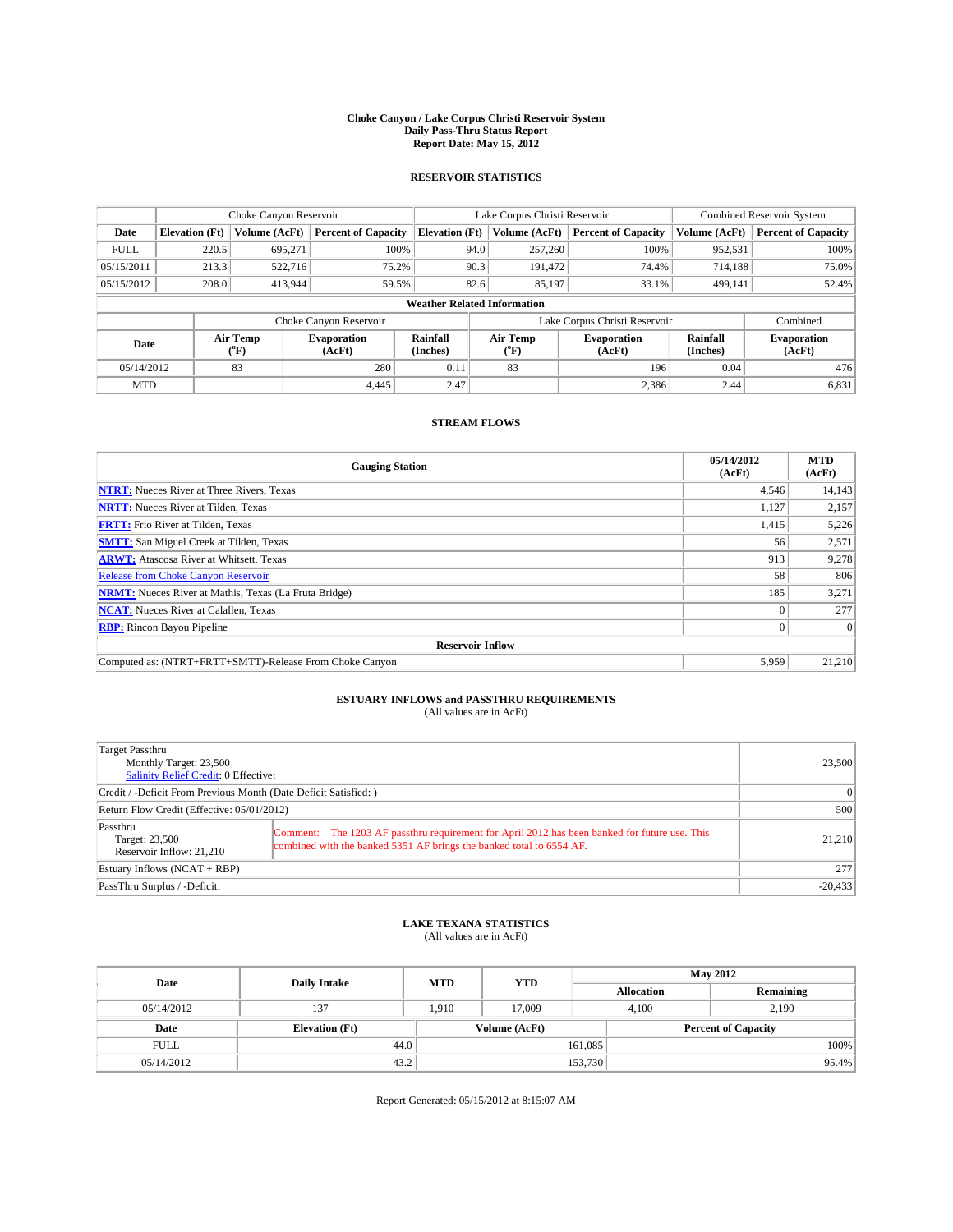# Choke Canyon / Lake Corpus Christi Reservoir System
## Daily Pass-Thru Status Report
## Report Date: May 15, 2012

### RESERVOIR STATISTICS

| | Choke Canyon Reservoir | | | Lake Corpus Christi Reservoir | | | Combined Reservoir System | |
|---|---|---|---|---|---|---|---|---|
| Date | Elevation (Ft) | Volume (AcFt) | Percent of Capacity | Elevation (Ft) | Volume (AcFt) | Percent of Capacity | Volume (AcFt) | Percent of Capacity |
| FULL | 220.5 | 695,271 | 100% | 94.0 | 257,260 | 100% | 952,531 | 100% |
| 05/15/2011 | 213.3 | 522,716 | 75.2% | 90.3 | 191,472 | 74.4% | 714,188 | 75.0% |
| 05/15/2012 | 208.0 | 413,944 | 59.5% | 82.6 | 85,197 | 33.1% | 499,141 | 52.4% |

**Weather Related Information**

| | Choke Canyon Reservoir | | | Lake Corpus Christi Reservoir | | | Combined |
|---|---|---|---|---|---|---|---|
| Date | Air Temp (°F) | Evaporation (AcFt) | Rainfall (Inches) | Air Temp (°F) | Evaporation (AcFt) | Rainfall (Inches) | Evaporation (AcFt) |
| 05/14/2012 | 83 | 280 | 0.11 | 83 | 196 | 0.04 | 476 |
| MTD | | 4,445 | 2.47 | | 2,386 | 2.44 | 6,831 |

### STREAM FLOWS

| Gauging Station | 05/14/2012 (AcFt) | MTD (AcFt) |
|---|---|---|
| NTRT: Nueces River at Three Rivers, Texas | 4,546 | 14,143 |
| NRTT: Nueces River at Tilden, Texas | 1,127 | 2,157 |
| FRTT: Frio River at Tilden, Texas | 1,415 | 5,226 |
| SMTT: San Miguel Creek at Tilden, Texas | 56 | 2,571 |
| ARWT: Atascosa River at Whitsett, Texas | 913 | 9,278 |
| Release from Choke Canyon Reservoir | 58 | 806 |
| NRMT: Nueces River at Mathis, Texas (La Fruta Bridge) | 185 | 3,271 |
| NCAT: Nueces River at Calallen, Texas | 0 | 277 |
| RBP: Rincon Bayou Pipeline | 0 | 0 |
| **Reservoir Inflow** | | |
| Computed as: (NTRT+FRTT+SMTT)-Release From Choke Canyon | 5,959 | 21,210 |

### ESTUARY INFLOWS and PASSTHRU REQUIREMENTS
(All values are in AcFt)

| | |
|---|---|
| Target Passthru<br>Monthly Target: 23,500<br>Salinity Relief Credit: 0 Effective: | 23,500 |
| Credit / -Deficit From Previous Month (Date Deficit Satisfied: ) | 0 |
| Return Flow Credit (Effective: 05/01/2012) | 500 |
| Passthru<br>Target: 23,500<br>Reservoir Inflow: 21,210<br>Comment: The 1203 AF passthru requirement for April 2012 has been banked for future use. This combined with the banked 5351 AF brings the banked total to 6554 AF. | 21,210 |
| Estuary Inflows (NCAT + RBP) | 277 |
| PassThru Surplus / -Deficit: | -20,433 |

### LAKE TEXANA STATISTICS
(All values are in AcFt)

| Date | Daily Intake | MTD | YTD | May 2012 Allocation | May 2012 Remaining |
|---|---|---|---|---|---|
| 05/14/2012 | 137 | 1,910 | 17,009 | 4,100 | 2,190 |

| Date | Elevation (Ft) | Volume (AcFt) | Percent of Capacity |
|---|---|---|---|
| FULL | 44.0 | 161,085 | 100% |
| 05/14/2012 | 43.2 | 153,730 | 95.4% |

Report Generated: 05/15/2012 at 8:15:07 AM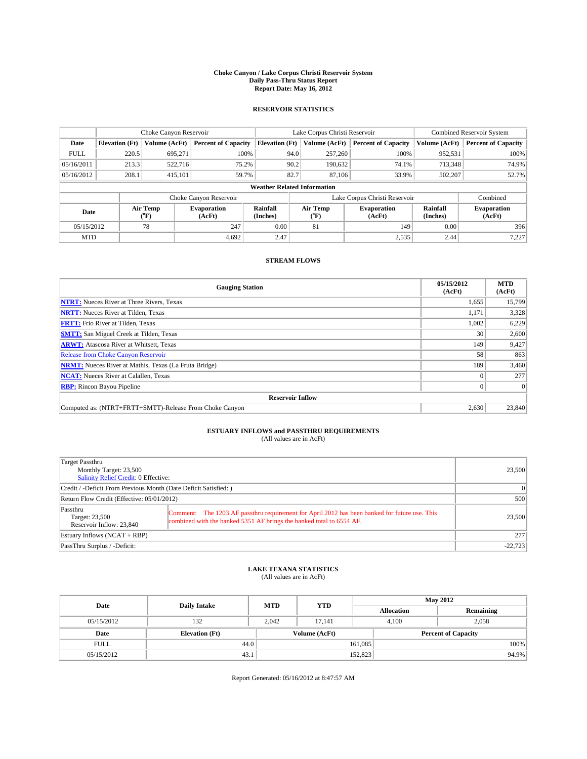# Choke Canyon / Lake Corpus Christi Reservoir System
## Daily Pass-Thru Status Report
## Report Date: May 16, 2012

### RESERVOIR STATISTICS

| | Choke Canyon Reservoir | | | Lake Corpus Christi Reservoir | | | Combined Reservoir System | |
|---|---|---|---|---|---|---|---|---|
| Date | Elevation (Ft) | Volume (AcFt) | Percent of Capacity | Elevation (Ft) | Volume (AcFt) | Percent of Capacity | Volume (AcFt) | Percent of Capacity |
| FULL | 220.5 | 695,271 | 100% | 94.0 | 257,260 | 100% | 952,531 | 100% |
| 05/16/2011 | 213.3 | 522,716 | 75.2% | 90.2 | 190,632 | 74.1% | 713,348 | 74.9% |
| 05/16/2012 | 208.1 | 415,101 | 59.7% | 82.7 | 87,106 | 33.9% | 502,207 | 52.7% |

**Weather Related Information**

| | Choke Canyon Reservoir | | | Lake Corpus Christi Reservoir | | | Combined |
|---|---|---|---|---|---|---|---|
| Date | Air Temp (°F) | Evaporation (AcFt) | Rainfall (Inches) | Air Temp (°F) | Evaporation (AcFt) | Rainfall (Inches) | Evaporation (AcFt) |
| 05/15/2012 | 78 | 247 | 0.00 | 81 | 149 | 0.00 | 396 |
| MTD | | 4,692 | 2.47 | | 2,535 | 2.44 | 7,227 |

### STREAM FLOWS

| Gauging Station | 05/15/2012 (AcFt) | MTD (AcFt) |
|---|---|---|
| NTRT: Nueces River at Three Rivers, Texas | 1,655 | 15,799 |
| NRTT: Nueces River at Tilden, Texas | 1,171 | 3,328 |
| FRTT: Frio River at Tilden, Texas | 1,002 | 6,229 |
| SMTT: San Miguel Creek at Tilden, Texas | 30 | 2,600 |
| ARWT: Atascosa River at Whitsett, Texas | 149 | 9,427 |
| Release from Choke Canyon Reservoir | 58 | 863 |
| NRMT: Nueces River at Mathis, Texas (La Fruta Bridge) | 189 | 3,460 |
| NCAT: Nueces River at Calallen, Texas | 0 | 277 |
| RBP: Rincon Bayou Pipeline | 0 | 0 |
| **Reservoir Inflow** | | |
| Computed as: (NTRT+FRTT+SMTT)-Release From Choke Canyon | 2,630 | 23,840 |

### ESTUARY INFLOWS and PASSTHRU REQUIREMENTS
(All values are in AcFt)

| | |
|---|---|
| Target Passthru<br>Monthly Target: 23,500<br>Salinity Relief Credit: 0 Effective: | 23,500 |
| Credit / -Deficit From Previous Month (Date Deficit Satisfied: ) | 0 |
| Return Flow Credit (Effective: 05/01/2012) | 500 |
| Passthru<br>Target: 23,500<br>Reservoir Inflow: 23,840<br>Comment: The 1203 AF passthru requirement for April 2012 has been banked for future use. This combined with the banked 5351 AF brings the banked total to 6554 AF. | 23,500 |
| Estuary Inflows (NCAT + RBP) | 277 |
| PassThru Surplus / -Deficit: | -22,723 |

### LAKE TEXANA STATISTICS
(All values are in AcFt)

| Date | Daily Intake | MTD | YTD | May 2012 Allocation | May 2012 Remaining |
|---|---|---|---|---|---|
| 05/15/2012 | 132 | 2,042 | 17,141 | 4,100 | 2,058 |

| Date | Elevation (Ft) | Volume (AcFt) | Percent of Capacity |
|---|---|---|---|
| FULL | 44.0 | 161,085 | 100% |
| 05/15/2012 | 43.1 | 152,823 | 94.9% |

Report Generated: 05/16/2012 at 8:47:57 AM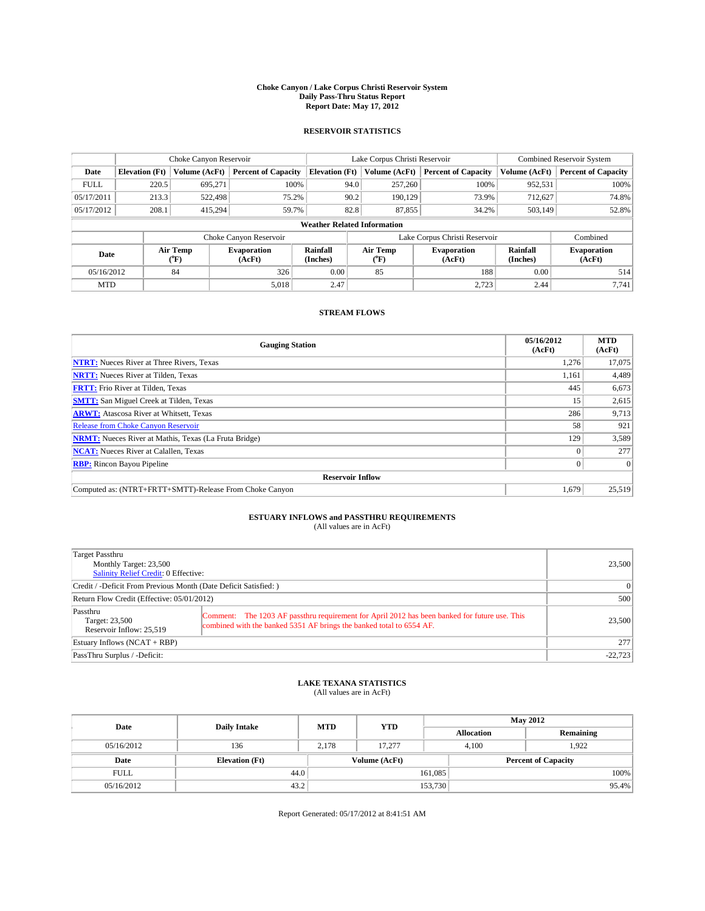# Choke Canyon / Lake Corpus Christi Reservoir System
## Daily Pass-Thru Status Report
### Report Date: May 17, 2012

## RESERVOIR STATISTICS

| | Choke Canyon Reservoir | | | Lake Corpus Christi Reservoir | | | Combined Reservoir System | |
|---|---|---|---|---|---|---|---|---|
| Date | Elevation (Ft) | Volume (AcFt) | Percent of Capacity | Elevation (Ft) | Volume (AcFt) | Percent of Capacity | Volume (AcFt) | Percent of Capacity |
| FULL | 220.5 | 695,271 | 100% | 94.0 | 257,260 | 100% | 952,531 | 100% |
| 05/17/2011 | 213.3 | 522,498 | 75.2% | 90.2 | 190,129 | 73.9% | 712,627 | 74.8% |
| 05/17/2012 | 208.1 | 415,294 | 59.7% | 82.8 | 87,855 | 34.2% | 503,149 | 52.8% |

**Weather Related Information**

| | Choke Canyon Reservoir | | | Lake Corpus Christi Reservoir | | | Combined |
|---|---|---|---|---|---|---|---|
| Date | Air Temp (°F) | Evaporation (AcFt) | Rainfall (Inches) | Air Temp (°F) | Evaporation (AcFt) | Rainfall (Inches) | Evaporation (AcFt) |
| 05/16/2012 | 84 | 326 | 0.00 | 85 | 188 | 0.00 | 514 |
| MTD | | 5,018 | 2.47 | | 2,723 | 2.44 | 7,741 |

## STREAM FLOWS

| Gauging Station | 05/16/2012 (AcFt) | MTD (AcFt) |
|---|---|---|
| NTRT: Nueces River at Three Rivers, Texas | 1,276 | 17,075 |
| NRTT: Nueces River at Tilden, Texas | 1,161 | 4,489 |
| FRTT: Frio River at Tilden, Texas | 445 | 6,673 |
| SMTT: San Miguel Creek at Tilden, Texas | 15 | 2,615 |
| ARWT: Atascosa River at Whitsett, Texas | 286 | 9,713 |
| Release from Choke Canyon Reservoir | 58 | 921 |
| NRMT: Nueces River at Mathis, Texas (La Fruta Bridge) | 129 | 3,589 |
| NCAT: Nueces River at Calallen, Texas | 0 | 277 |
| RBP: Rincon Bayou Pipeline | 0 | 0 |
| **Reservoir Inflow** | | |
| Computed as: (NTRT+FRTT+SMTT)-Release From Choke Canyon | 1,679 | 25,519 |

## ESTUARY INFLOWS and PASSTHRU REQUIREMENTS
(All values are in AcFt)

| | | |
|---|---|---|
| Target Passthru<br>Monthly Target: 23,500<br>Salinity Relief Credit: 0 Effective: | | 23,500 |
| Credit / -Deficit From Previous Month (Date Deficit Satisfied: ) | | 0 |
| Return Flow Credit (Effective: 05/01/2012) | | 500 |
| Passthru<br>Target: 23,500<br>Reservoir Inflow: 25,519 | Comment: The 1203 AF passthru requirement for April 2012 has been banked for future use. This combined with the banked 5351 AF brings the banked total to 6554 AF. | 23,500 |
| Estuary Inflows (NCAT + RBP) | | 277 |
| PassThru Surplus / -Deficit: | | -22,723 |

## LAKE TEXANA STATISTICS
(All values are in AcFt)

| Date | Daily Intake | MTD | YTD | May 2012 Allocation | May 2012 Remaining |
|---|---|---|---|---|---|
| 05/16/2012 | 136 | 2,178 | 17,277 | 4,100 | 1,922 |

| Date | Elevation (Ft) | Volume (AcFt) | Percent of Capacity |
|---|---|---|---|
| FULL | 44.0 | 161,085 | 100% |
| 05/16/2012 | 43.2 | 153,730 | 95.4% |

Report Generated: 05/17/2012 at 8:41:51 AM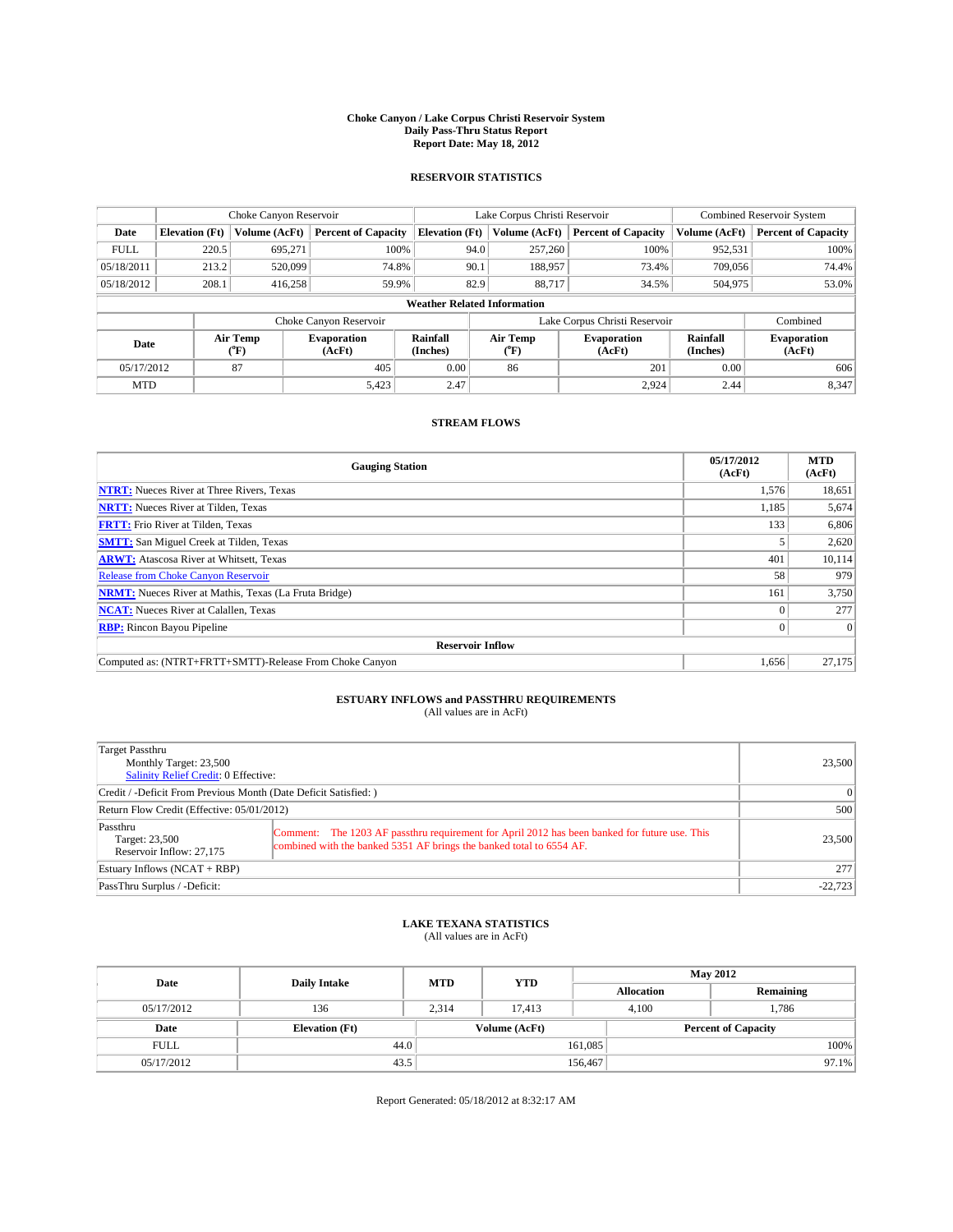# Choke Canyon / Lake Corpus Christi Reservoir System
## Daily Pass-Thru Status Report
## Report Date: May 18, 2012

### RESERVOIR STATISTICS

| | Choke Canyon Reservoir | | | Lake Corpus Christi Reservoir | | | Combined Reservoir System | |
|---|---|---|---|---|---|---|---|---|
| Date | Elevation (Ft) | Volume (AcFt) | Percent of Capacity | Elevation (Ft) | Volume (AcFt) | Percent of Capacity | Volume (AcFt) | Percent of Capacity |
| FULL | 220.5 | 695,271 | 100% | 94.0 | 257,260 | 100% | 952,531 | 100% |
| 05/18/2011 | 213.2 | 520,099 | 74.8% | 90.1 | 188,957 | 73.4% | 709,056 | 74.4% |
| 05/18/2012 | 208.1 | 416,258 | 59.9% | 82.9 | 88,717 | 34.5% | 504,975 | 53.0% |

**Weather Related Information**

| | Choke Canyon Reservoir | | | Lake Corpus Christi Reservoir | | | Combined |
|---|---|---|---|---|---|---|---|
| Date | Air Temp (°F) | Evaporation (AcFt) | Rainfall (Inches) | Air Temp (°F) | Evaporation (AcFt) | Rainfall (Inches) | Evaporation (AcFt) |
| 05/17/2012 | 87 | 405 | 0.00 | 86 | 201 | 0.00 | 606 |
| MTD | | 5,423 | 2.47 | | 2,924 | 2.44 | 8,347 |

### STREAM FLOWS

| Gauging Station | 05/17/2012 (AcFt) | MTD (AcFt) |
|---|---|---|
| NTRT: Nueces River at Three Rivers, Texas | 1,576 | 18,651 |
| NRTT: Nueces River at Tilden, Texas | 1,185 | 5,674 |
| FRTT: Frio River at Tilden, Texas | 133 | 6,806 |
| SMTT: San Miguel Creek at Tilden, Texas | 5 | 2,620 |
| ARWT: Atascosa River at Whitsett, Texas | 401 | 10,114 |
| Release from Choke Canyon Reservoir | 58 | 979 |
| NRMT: Nueces River at Mathis, Texas (La Fruta Bridge) | 161 | 3,750 |
| NCAT: Nueces River at Calallen, Texas | 0 | 277 |
| RBP: Rincon Bayou Pipeline | 0 | 0 |
| **Reservoir Inflow** | | |
| Computed as: (NTRT+FRTT+SMTT)-Release From Choke Canyon | 1,656 | 27,175 |

### ESTUARY INFLOWS and PASSTHRU REQUIREMENTS
(All values are in AcFt)

| | |
|---|---|
| Target Passthru<br>Monthly Target: 23,500<br>Salinity Relief Credit: 0 Effective: | 23,500 |
| Credit / -Deficit From Previous Month (Date Deficit Satisfied: ) | 0 |
| Return Flow Credit (Effective: 05/01/2012) | 500 |
| Passthru<br>Target: 23,500<br>Reservoir Inflow: 27,175<br>Comment: The 1203 AF passthru requirement for April 2012 has been banked for future use. This combined with the banked 5351 AF brings the banked total to 6554 AF. | 23,500 |
| Estuary Inflows (NCAT + RBP) | 277 |
| PassThru Surplus / -Deficit: | -22,723 |

### LAKE TEXANA STATISTICS
(All values are in AcFt)

| Date | Daily Intake | MTD | YTD | May 2012 Allocation | May 2012 Remaining |
|---|---|---|---|---|---|
| 05/17/2012 | 136 | 2,314 | 17,413 | 4,100 | 1,786 |

| Date | Elevation (Ft) | Volume (AcFt) | Percent of Capacity |
|---|---|---|---|
| FULL | 44.0 | 161,085 | 100% |
| 05/17/2012 | 43.5 | 156,467 | 97.1% |

Report Generated: 05/18/2012 at 8:32:17 AM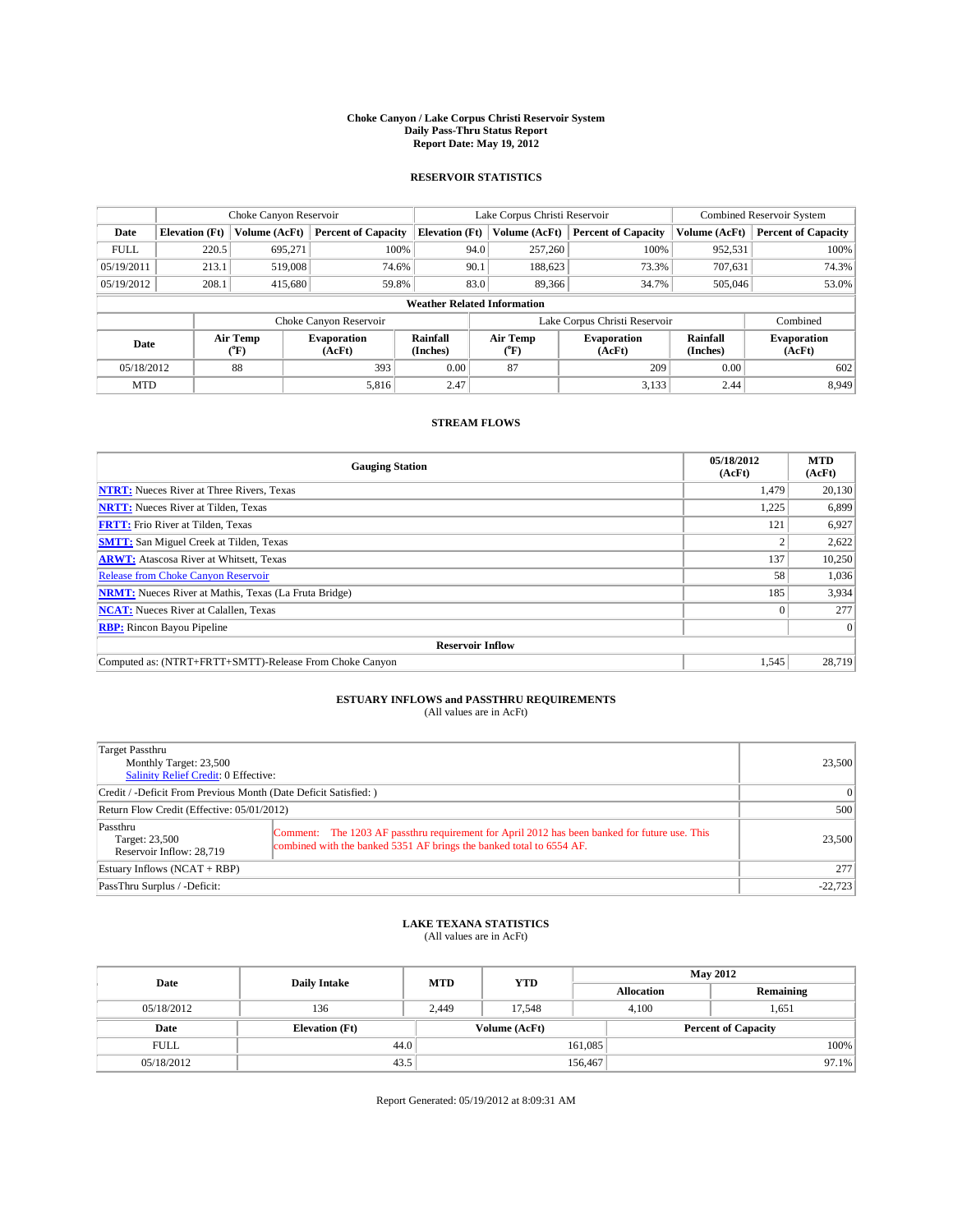# Choke Canyon / Lake Corpus Christi Reservoir System
## Daily Pass-Thru Status Report
### Report Date: May 19, 2012

## RESERVOIR STATISTICS

| | Choke Canyon Reservoir | | | Lake Corpus Christi Reservoir | | | Combined Reservoir System | |
|---|---|---|---|---|---|---|---|---|
| Date | Elevation (Ft) | Volume (AcFt) | Percent of Capacity | Elevation (Ft) | Volume (AcFt) | Percent of Capacity | Volume (AcFt) | Percent of Capacity |
| FULL | 220.5 | 695,271 | 100% | 94.0 | 257,260 | 100% | 952,531 | 100% |
| 05/19/2011 | 213.1 | 519,008 | 74.6% | 90.1 | 188,623 | 73.3% | 707,631 | 74.3% |
| 05/19/2012 | 208.1 | 415,680 | 59.8% | 83.0 | 89,366 | 34.7% | 505,046 | 53.0% |

**Weather Related Information**

| | Choke Canyon Reservoir | | | Lake Corpus Christi Reservoir | | | Combined |
|---|---|---|---|---|---|---|---|
| Date | Air Temp (°F) | Evaporation (AcFt) | Rainfall (Inches) | Air Temp (°F) | Evaporation (AcFt) | Rainfall (Inches) | Evaporation (AcFt) |
| 05/18/2012 | 88 | 393 | 0.00 | 87 | 209 | 0.00 | 602 |
| MTD | | 5,816 | 2.47 | | 3,133 | 2.44 | 8,949 |

## STREAM FLOWS

| Gauging Station | 05/18/2012 (AcFt) | MTD (AcFt) |
|---|---|---|
| NTRT: Nueces River at Three Rivers, Texas | 1,479 | 20,130 |
| NRTT: Nueces River at Tilden, Texas | 1,225 | 6,899 |
| FRTT: Frio River at Tilden, Texas | 121 | 6,927 |
| SMTT: San Miguel Creek at Tilden, Texas | 2 | 2,622 |
| ARWT: Atascosa River at Whitsett, Texas | 137 | 10,250 |
| Release from Choke Canyon Reservoir | 58 | 1,036 |
| NRMT: Nueces River at Mathis, Texas (La Fruta Bridge) | 185 | 3,934 |
| NCAT: Nueces River at Calallen, Texas | 0 | 277 |
| RBP: Rincon Bayou Pipeline | | 0 |
| **Reservoir Inflow** | | |
| Computed as: (NTRT+FRTT+SMTT)-Release From Choke Canyon | 1,545 | 28,719 |

## ESTUARY INFLOWS and PASSTHRU REQUIREMENTS
(All values are in AcFt)

| | |
|---|---|
| Target Passthru<br>Monthly Target: 23,500<br>Salinity Relief Credit: 0 Effective: | 23,500 |
| Credit / -Deficit From Previous Month (Date Deficit Satisfied: ) | 0 |
| Return Flow Credit (Effective: 05/01/2012) | 500 |
| Passthru<br>Target: 23,500<br>Reservoir Inflow: 28,719<br>Comment: The 1203 AF passthru requirement for April 2012 has been banked for future use. This combined with the banked 5351 AF brings the banked total to 6554 AF. | 23,500 |
| Estuary Inflows (NCAT + RBP) | 277 |
| PassThru Surplus / -Deficit: | -22,723 |

## LAKE TEXANA STATISTICS
(All values are in AcFt)

| Date | Daily Intake | MTD | YTD | May 2012 Allocation | May 2012 Remaining |
|---|---|---|---|---|---|
| 05/18/2012 | 136 | 2,449 | 17,548 | 4,100 | 1,651 |

| Date | Elevation (Ft) | Volume (AcFt) | Percent of Capacity |
|---|---|---|---|
| FULL | 44.0 | 161,085 | 100% |
| 05/18/2012 | 43.5 | 156,467 | 97.1% |

Report Generated: 05/19/2012 at 8:09:31 AM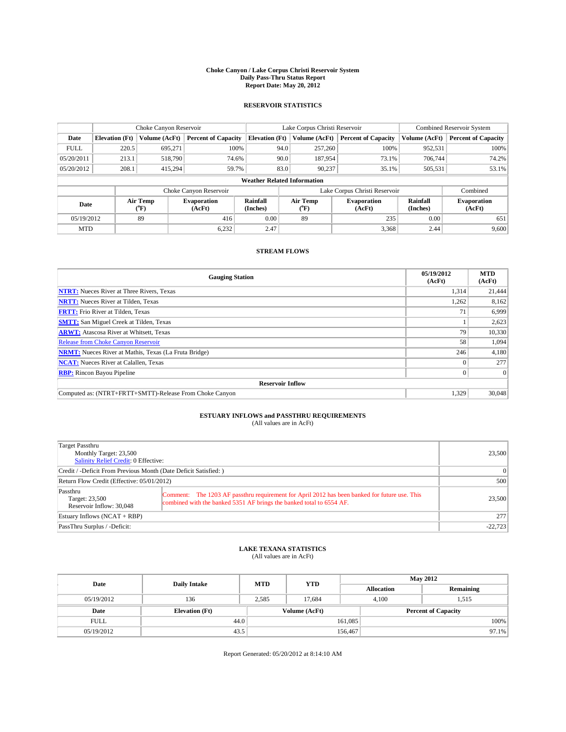# Choke Canyon / Lake Corpus Christi Reservoir System
## Daily Pass-Thru Status Report
## Report Date: May 20, 2012

### RESERVOIR STATISTICS

| | Choke Canyon Reservoir | | | Lake Corpus Christi Reservoir | | | Combined Reservoir System | |
|---|---|---|---|---|---|---|---|---|
| Date | Elevation (Ft) | Volume (AcFt) | Percent of Capacity | Elevation (Ft) | Volume (AcFt) | Percent of Capacity | Volume (AcFt) | Percent of Capacity |
| FULL | 220.5 | 695,271 | 100% | 94.0 | 257,260 | 100% | 952,531 | 100% |
| 05/20/2011 | 213.1 | 518,790 | 74.6% | 90.0 | 187,954 | 73.1% | 706,744 | 74.2% |
| 05/20/2012 | 208.1 | 415,294 | 59.7% | 83.0 | 90,237 | 35.1% | 505,531 | 53.1% |

**Weather Related Information**

| | Choke Canyon Reservoir | | | Lake Corpus Christi Reservoir | | | Combined |
|---|---|---|---|---|---|---|---|
| Date | Air Temp (°F) | Evaporation (AcFt) | Rainfall (Inches) | Air Temp (°F) | Evaporation (AcFt) | Rainfall (Inches) | Evaporation (AcFt) |
| 05/19/2012 | 89 | 416 | 0.00 | 89 | 235 | 0.00 | 651 |
| MTD | | 6,232 | 2.47 | | 3,368 | 2.44 | 9,600 |

### STREAM FLOWS

| Gauging Station | 05/19/2012 (AcFt) | MTD (AcFt) |
|---|---|---|
| **NTRT:** Nueces River at Three Rivers, Texas | 1,314 | 21,444 |
| **NRTT:** Nueces River at Tilden, Texas | 1,262 | 8,162 |
| **FRTT:** Frio River at Tilden, Texas | 71 | 6,999 |
| **SMTT:** San Miguel Creek at Tilden, Texas | 1 | 2,623 |
| **ARWT:** Atascosa River at Whitsett, Texas | 79 | 10,330 |
| Release from Choke Canyon Reservoir | 58 | 1,094 |
| **NRMT:** Nueces River at Mathis, Texas (La Fruta Bridge) | 246 | 4,180 |
| **NCAT:** Nueces River at Calallen, Texas | 0 | 277 |
| **RBP:** Rincon Bayou Pipeline | 0 | 0 |
| **Reservoir Inflow** | | |
| Computed as: (NTRT+FRTT+SMTT)-Release From Choke Canyon | 1,329 | 30,048 |

### ESTUARY INFLOWS and PASSTHRU REQUIREMENTS
(All values are in AcFt)

| | | |
|---|---|---|
| Target Passthru<br>Monthly Target: 23,500<br>Salinity Relief Credit: 0 Effective: | | 23,500 |
| Credit / -Deficit From Previous Month (Date Deficit Satisfied: ) | | 0 |
| Return Flow Credit (Effective: 05/01/2012) | | 500 |
| Passthru<br>Target: 23,500<br>Reservoir Inflow: 30,048 | Comment: The 1203 AF passthru requirement for April 2012 has been banked for future use. This combined with the banked 5351 AF brings the banked total to 6554 AF. | 23,500 |
| Estuary Inflows (NCAT + RBP) | | 277 |
| PassThru Surplus / -Deficit: | | -22,723 |

### LAKE TEXANA STATISTICS
(All values are in AcFt)

| Date | Daily Intake | MTD | YTD | May 2012 Allocation | May 2012 Remaining |
|---|---|---|---|---|---|
| 05/19/2012 | 136 | 2,585 | 17,684 | 4,100 | 1,515 |

| Date | Elevation (Ft) | Volume (AcFt) | Percent of Capacity |
|---|---|---|---|
| FULL | 44.0 | 161,085 | 100% |
| 05/19/2012 | 43.5 | 156,467 | 97.1% |

Report Generated: 05/20/2012 at 8:14:10 AM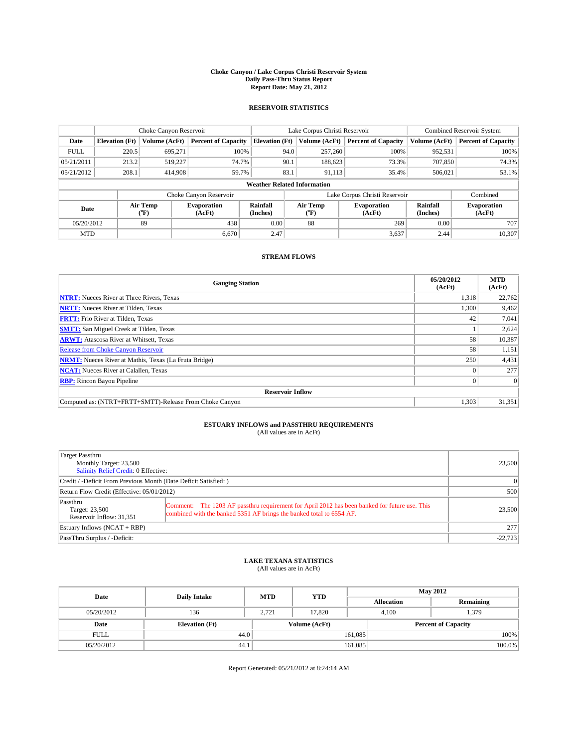# Choke Canyon / Lake Corpus Christi Reservoir System
## Daily Pass-Thru Status Report
### Report Date: May 21, 2012

## RESERVOIR STATISTICS

| | Choke Canyon Reservoir | | | Lake Corpus Christi Reservoir | | | Combined Reservoir System | |
|---|---|---|---|---|---|---|---|---|
| Date | Elevation (Ft) | Volume (AcFt) | Percent of Capacity | Elevation (Ft) | Volume (AcFt) | Percent of Capacity | Volume (AcFt) | Percent of Capacity |
| FULL | 220.5 | 695,271 | 100% | 94.0 | 257,260 | 100% | 952,531 | 100% |
| 05/21/2011 | 213.2 | 519,227 | 74.7% | 90.1 | 188,623 | 73.3% | 707,850 | 74.3% |
| 05/21/2012 | 208.1 | 414,908 | 59.7% | 83.1 | 91,113 | 35.4% | 506,021 | 53.1% |

**Weather Related Information**

| | Choke Canyon Reservoir | | | Lake Corpus Christi Reservoir | | | Combined |
|---|---|---|---|---|---|---|---|
| Date | Air Temp (°F) | Evaporation (AcFt) | Rainfall (Inches) | Air Temp (°F) | Evaporation (AcFt) | Rainfall (Inches) | Evaporation (AcFt) |
| 05/20/2012 | 89 | 438 | 0.00 | 88 | 269 | 0.00 | 707 |
| MTD | | 6,670 | 2.47 | | 3,637 | 2.44 | 10,307 |

## STREAM FLOWS

| Gauging Station | 05/20/2012 (AcFt) | MTD (AcFt) |
|---|---|---|
| NTRT: Nueces River at Three Rivers, Texas | 1,318 | 22,762 |
| NRTT: Nueces River at Tilden, Texas | 1,300 | 9,462 |
| FRTT: Frio River at Tilden, Texas | 42 | 7,041 |
| SMTT: San Miguel Creek at Tilden, Texas | 1 | 2,624 |
| ARWT: Atascosa River at Whitsett, Texas | 58 | 10,387 |
| Release from Choke Canyon Reservoir | 58 | 1,151 |
| NRMT: Nueces River at Mathis, Texas (La Fruta Bridge) | 250 | 4,431 |
| NCAT: Nueces River at Calallen, Texas | 0 | 277 |
| RBP: Rincon Bayou Pipeline | 0 | 0 |
| **Reservoir Inflow** | | |
| Computed as: (NTRT+FRTT+SMTT)-Release From Choke Canyon | 1,303 | 31,351 |

## ESTUARY INFLOWS and PASSTHRU REQUIREMENTS
(All values are in AcFt)

| | |
|---|---|
| Target Passthru<br>Monthly Target: 23,500<br>Salinity Relief Credit: 0 Effective: | 23,500 |
| Credit / -Deficit From Previous Month (Date Deficit Satisfied: ) | 0 |
| Return Flow Credit (Effective: 05/01/2012) | 500 |
| Passthru<br>Target: 23,500<br>Reservoir Inflow: 31,351<br>Comment: The 1203 AF passthru requirement for April 2012 has been banked for future use. This combined with the banked 5351 AF brings the banked total to 6554 AF. | 23,500 |
| Estuary Inflows (NCAT + RBP) | 277 |
| PassThru Surplus / -Deficit: | -22,723 |

## LAKE TEXANA STATISTICS
(All values are in AcFt)

| Date | Daily Intake | MTD | YTD | May 2012 Allocation | May 2012 Remaining |
|---|---|---|---|---|---|
| 05/20/2012 | 136 | 2,721 | 17,820 | 4,100 | 1,379 |

| Date | Elevation (Ft) | Volume (AcFt) | Percent of Capacity |
|---|---|---|---|
| FULL | 44.0 | 161,085 | 100% |
| 05/20/2012 | 44.1 | 161,085 | 100.0% |

Report Generated: 05/21/2012 at 8:24:14 AM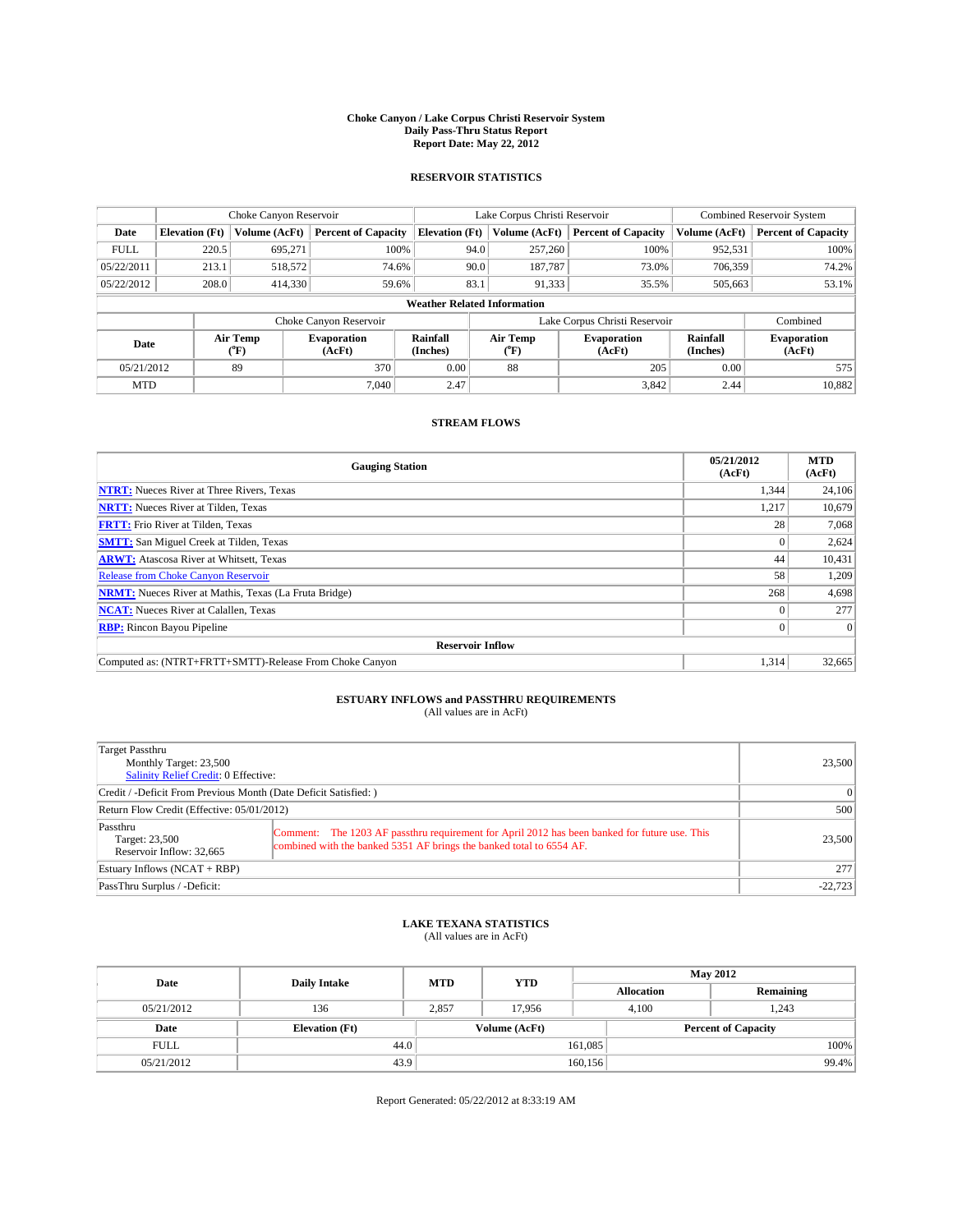**Choke Canyon / Lake Corpus Christi Reservoir System**
**Daily Pass-Thru Status Report**
**Report Date: May 22, 2012**

## RESERVOIR STATISTICS

| | Choke Canyon Reservoir | | | Lake Corpus Christi Reservoir | | | Combined Reservoir System | |
|---|---|---|---|---|---|---|---|---|
| Date | Elevation (Ft) | Volume (AcFt) | Percent of Capacity | Elevation (Ft) | Volume (AcFt) | Percent of Capacity | Volume (AcFt) | Percent of Capacity |
| FULL | 220.5 | 695,271 | 100% | 94.0 | 257,260 | 100% | 952,531 | 100% |
| 05/22/2011 | 213.1 | 518,572 | 74.6% | 90.0 | 187,787 | 73.0% | 706,359 | 74.2% |
| 05/22/2012 | 208.0 | 414,330 | 59.6% | 83.1 | 91,333 | 35.5% | 505,663 | 53.1% |

**Weather Related Information**

| | Choke Canyon Reservoir | | | Lake Corpus Christi Reservoir | | | Combined |
|---|---|---|---|---|---|---|---|
| Date | Air Temp (°F) | Evaporation (AcFt) | Rainfall (Inches) | Air Temp (°F) | Evaporation (AcFt) | Rainfall (Inches) | Evaporation (AcFt) |
| 05/21/2012 | 89 | 370 | 0.00 | 88 | 205 | 0.00 | 575 |
| MTD | | 7,040 | 2.47 | | 3,842 | 2.44 | 10,882 |

## STREAM FLOWS

| Gauging Station | 05/21/2012 (AcFt) | MTD (AcFt) |
|---|---|---|
| **NTRT:** Nueces River at Three Rivers, Texas | 1,344 | 24,106 |
| **NRTT:** Nueces River at Tilden, Texas | 1,217 | 10,679 |
| **FRTT:** Frio River at Tilden, Texas | 28 | 7,068 |
| **SMTT:** San Miguel Creek at Tilden, Texas | 0 | 2,624 |
| **ARWT:** Atascosa River at Whitsett, Texas | 44 | 10,431 |
| Release from Choke Canyon Reservoir | 58 | 1,209 |
| **NRMT:** Nueces River at Mathis, Texas (La Fruta Bridge) | 268 | 4,698 |
| **NCAT:** Nueces River at Calallen, Texas | 0 | 277 |
| **RBP:** Rincon Bayou Pipeline | 0 | 0 |
| **Reservoir Inflow** | | |
| Computed as: (NTRT+FRTT+SMTT)-Release From Choke Canyon | 1,314 | 32,665 |

## ESTUARY INFLOWS and PASSTHRU REQUIREMENTS
(All values are in AcFt)

| | | |
|---|---|---|
| Target Passthru<br>Monthly Target: 23,500<br>Salinity Relief Credit: 0 Effective: | | 23,500 |
| Credit / -Deficit From Previous Month (Date Deficit Satisfied: ) | | 0 |
| Return Flow Credit (Effective: 05/01/2012) | | 500 |
| Passthru<br>Target: 23,500<br>Reservoir Inflow: 32,665 | Comment: The 1203 AF passthru requirement for April 2012 has been banked for future use. This combined with the banked 5351 AF brings the banked total to 6554 AF. | 23,500 |
| Estuary Inflows (NCAT + RBP) | | 277 |
| PassThru Surplus / -Deficit: | | -22,723 |

## LAKE TEXANA STATISTICS
(All values are in AcFt)

| Date | Daily Intake | MTD | YTD | May 2012 Allocation | May 2012 Remaining |
|---|---|---|---|---|---|
| 05/21/2012 | 136 | 2,857 | 17,956 | 4,100 | 1,243 |

| Date | Elevation (Ft) | Volume (AcFt) | Percent of Capacity |
|---|---|---|---|
| FULL | 44.0 | 161,085 | 100% |
| 05/21/2012 | 43.9 | 160,156 | 99.4% |

Report Generated: 05/22/2012 at 8:33:19 AM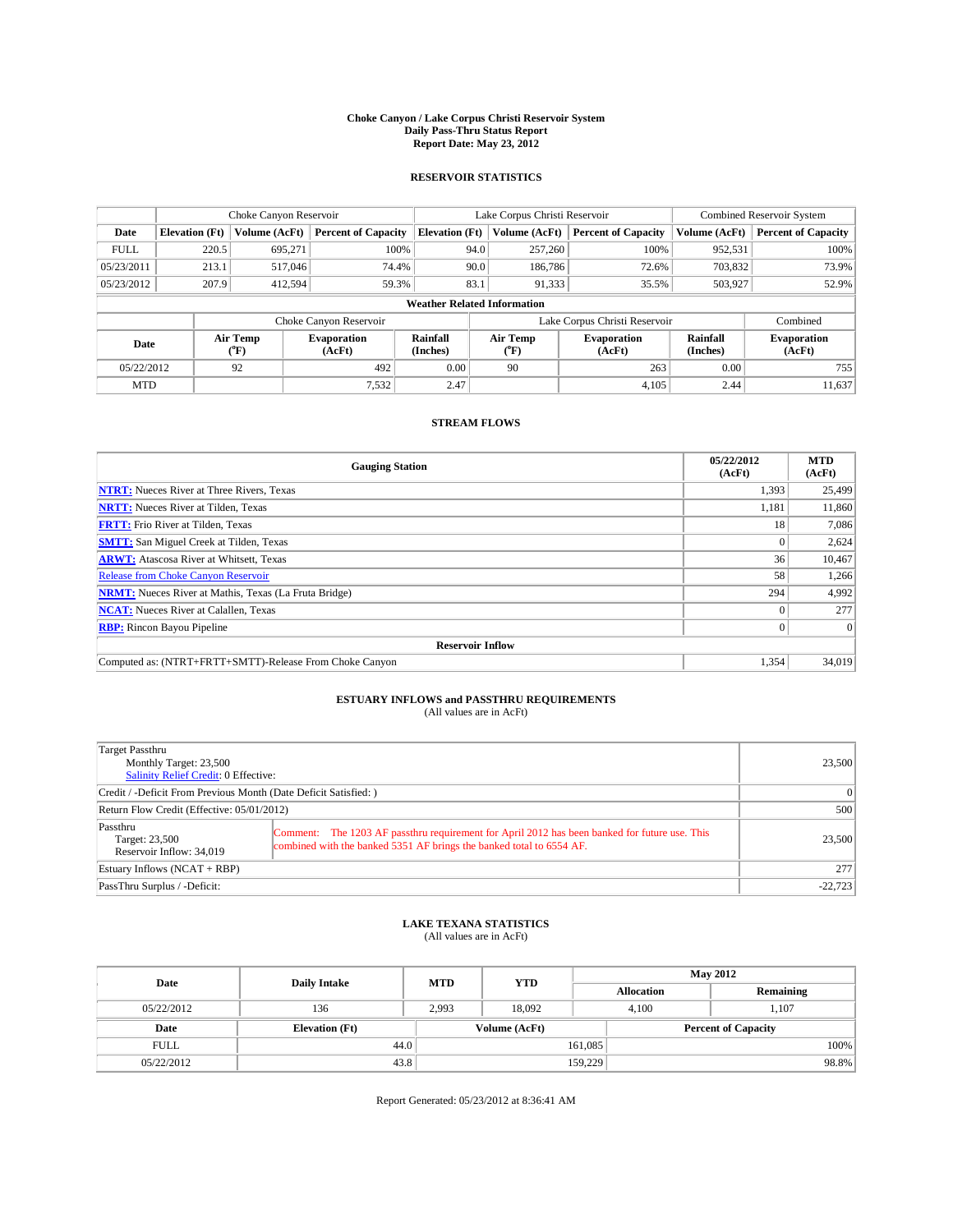# Choke Canyon / Lake Corpus Christi Reservoir System
## Daily Pass-Thru Status Report
## Report Date: May 23, 2012

### RESERVOIR STATISTICS

| | Choke Canyon Reservoir | | | Lake Corpus Christi Reservoir | | | Combined Reservoir System | |
|---|---|---|---|---|---|---|---|---|
| Date | Elevation (Ft) | Volume (AcFt) | Percent of Capacity | Elevation (Ft) | Volume (AcFt) | Percent of Capacity | Volume (AcFt) | Percent of Capacity |
| FULL | 220.5 | 695,271 | 100% | 94.0 | 257,260 | 100% | 952,531 | 100% |
| 05/23/2011 | 213.1 | 517,046 | 74.4% | 90.0 | 186,786 | 72.6% | 703,832 | 73.9% |
| 05/23/2012 | 207.9 | 412,594 | 59.3% | 83.1 | 91,333 | 35.5% | 503,927 | 52.9% |

**Weather Related Information**

| | Choke Canyon Reservoir | | | Lake Corpus Christi Reservoir | | | Combined |
|---|---|---|---|---|---|---|---|
| Date | Air Temp (°F) | Evaporation (AcFt) | Rainfall (Inches) | Air Temp (°F) | Evaporation (AcFt) | Rainfall (Inches) | Evaporation (AcFt) |
| 05/22/2012 | 92 | 492 | 0.00 | 90 | 263 | 0.00 | 755 |
| MTD | | 7,532 | 2.47 | | 4,105 | 2.44 | 11,637 |

### STREAM FLOWS

| Gauging Station | 05/22/2012 (AcFt) | MTD (AcFt) |
|---|---|---|
| NTRT: Nueces River at Three Rivers, Texas | 1,393 | 25,499 |
| NRTT: Nueces River at Tilden, Texas | 1,181 | 11,860 |
| FRTT: Frio River at Tilden, Texas | 18 | 7,086 |
| SMTT: San Miguel Creek at Tilden, Texas | 0 | 2,624 |
| ARWT: Atascosa River at Whitsett, Texas | 36 | 10,467 |
| Release from Choke Canyon Reservoir | 58 | 1,266 |
| NRMT: Nueces River at Mathis, Texas (La Fruta Bridge) | 294 | 4,992 |
| NCAT: Nueces River at Calallen, Texas | 0 | 277 |
| RBP: Rincon Bayou Pipeline | 0 | 0 |
| **Reservoir Inflow** | | |
| Computed as: (NTRT+FRTT+SMTT)-Release From Choke Canyon | 1,354 | 34,019 |

### ESTUARY INFLOWS and PASSTHRU REQUIREMENTS
(All values are in AcFt)

| | |
|---|---|
| Target Passthru<br>Monthly Target: 23,500<br>Salinity Relief Credit: 0 Effective: | 23,500 |
| Credit / -Deficit From Previous Month (Date Deficit Satisfied: ) | 0 |
| Return Flow Credit (Effective: 05/01/2012) | 500 |
| Passthru<br>Target: 23,500<br>Reservoir Inflow: 34,019<br>Comment: The 1203 AF passthru requirement for April 2012 has been banked for future use. This combined with the banked 5351 AF brings the banked total to 6554 AF. | 23,500 |
| Estuary Inflows (NCAT + RBP) | 277 |
| PassThru Surplus / -Deficit: | -22,723 |

### LAKE TEXANA STATISTICS
(All values are in AcFt)

| Date | Daily Intake | MTD | YTD | May 2012 Allocation | May 2012 Remaining |
|---|---|---|---|---|---|
| 05/22/2012 | 136 | 2,993 | 18,092 | 4,100 | 1,107 |

| Date | Elevation (Ft) | Volume (AcFt) | Percent of Capacity |
|---|---|---|---|
| FULL | 44.0 | 161,085 | 100% |
| 05/22/2012 | 43.8 | 159,229 | 98.8% |

Report Generated: 05/23/2012 at 8:36:41 AM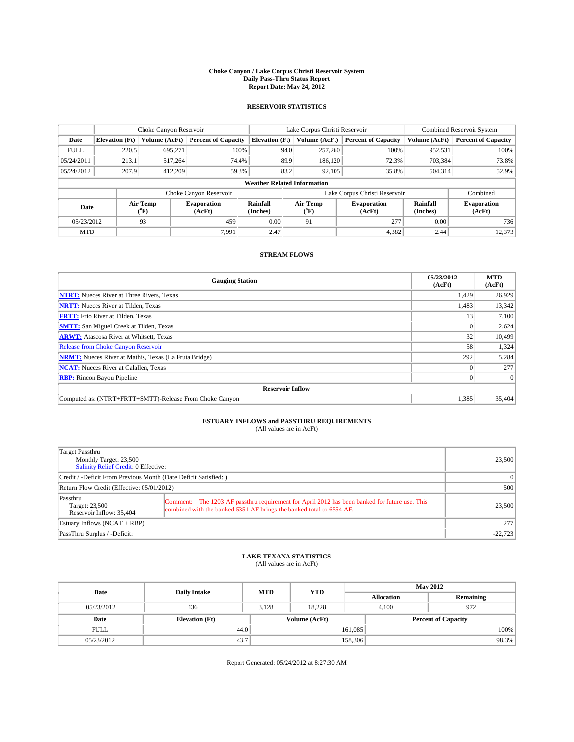**Choke Canyon / Lake Corpus Christi Reservoir System**
**Daily Pass-Thru Status Report**
**Report Date: May 24, 2012**

## RESERVOIR STATISTICS

| | Choke Canyon Reservoir | | | Lake Corpus Christi Reservoir | | | Combined Reservoir System | |
|---|---|---|---|---|---|---|---|---|
| **Date** | **Elevation (Ft)** | **Volume (AcFt)** | **Percent of Capacity** | **Elevation (Ft)** | **Volume (AcFt)** | **Percent of Capacity** | **Volume (AcFt)** | **Percent of Capacity** |
| FULL | 220.5 | 695,271 | 100% | 94.0 | 257,260 | 100% | 952,531 | 100% |
| 05/24/2011 | 213.1 | 517,264 | 74.4% | 89.9 | 186,120 | 72.3% | 703,384 | 73.8% |
| 05/24/2012 | 207.9 | 412,209 | 59.3% | 83.2 | 92,105 | 35.8% | 504,314 | 52.9% |

**Weather Related Information**

| | Choke Canyon Reservoir | | | Lake Corpus Christi Reservoir | | | Combined |
|---|---|---|---|---|---|---|---|
| **Date** | **Air Temp (°F)** | **Evaporation (AcFt)** | **Rainfall (Inches)** | **Air Temp (°F)** | **Evaporation (AcFt)** | **Rainfall (Inches)** | **Evaporation (AcFt)** |
| 05/23/2012 | 93 | 459 | 0.00 | 91 | 277 | 0.00 | 736 |
| MTD | | 7,991 | 2.47 | | 4,382 | 2.44 | 12,373 |

## STREAM FLOWS

| Gauging Station | 05/23/2012 (AcFt) | MTD (AcFt) |
|---|---|---|
| **NTRT:** Nueces River at Three Rivers, Texas | 1,429 | 26,929 |
| **NRTT:** Nueces River at Tilden, Texas | 1,483 | 13,342 |
| **FRTT:** Frio River at Tilden, Texas | 13 | 7,100 |
| **SMTT:** San Miguel Creek at Tilden, Texas | 0 | 2,624 |
| **ARWT:** Atascosa River at Whitsett, Texas | 32 | 10,499 |
| Release from Choke Canyon Reservoir | 58 | 1,324 |
| **NRMT:** Nueces River at Mathis, Texas (La Fruta Bridge) | 292 | 5,284 |
| **NCAT:** Nueces River at Calallen, Texas | 0 | 277 |
| **RBP:** Rincon Bayou Pipeline | 0 | 0 |
| **Reservoir Inflow** | | |
| Computed as: (NTRT+FRTT+SMTT)-Release From Choke Canyon | 1,385 | 35,404 |

## ESTUARY INFLOWS and PASSTHRU REQUIREMENTS

(All values are in AcFt)

| | |
|---|---|
| Target Passthru<br>Monthly Target: 23,500<br>Salinity Relief Credit: 0 Effective: | 23,500 |
| Credit / -Deficit From Previous Month (Date Deficit Satisfied: ) | 0 |
| Return Flow Credit (Effective: 05/01/2012) | 500 |
| Passthru<br>Target: 23,500<br>Reservoir Inflow: 35,404<br>Comment: The 1203 AF passthru requirement for April 2012 has been banked for future use. This combined with the banked 5351 AF brings the banked total to 6554 AF. | 23,500 |
| Estuary Inflows (NCAT + RBP) | 277 |
| PassThru Surplus / -Deficit: | -22,723 |

## LAKE TEXANA STATISTICS

(All values are in AcFt)

| Date | Daily Intake | MTD | YTD | May 2012 Allocation | May 2012 Remaining |
|---|---|---|---|---|---|
| 05/23/2012 | 136 | 3,128 | 18,228 | 4,100 | 972 |

| Date | Elevation (Ft) | Volume (AcFt) | Percent of Capacity |
|---|---|---|---|
| FULL | 44.0 | 161,085 | 100% |
| 05/23/2012 | 43.7 | 158,306 | 98.3% |

Report Generated: 05/24/2012 at 8:27:30 AM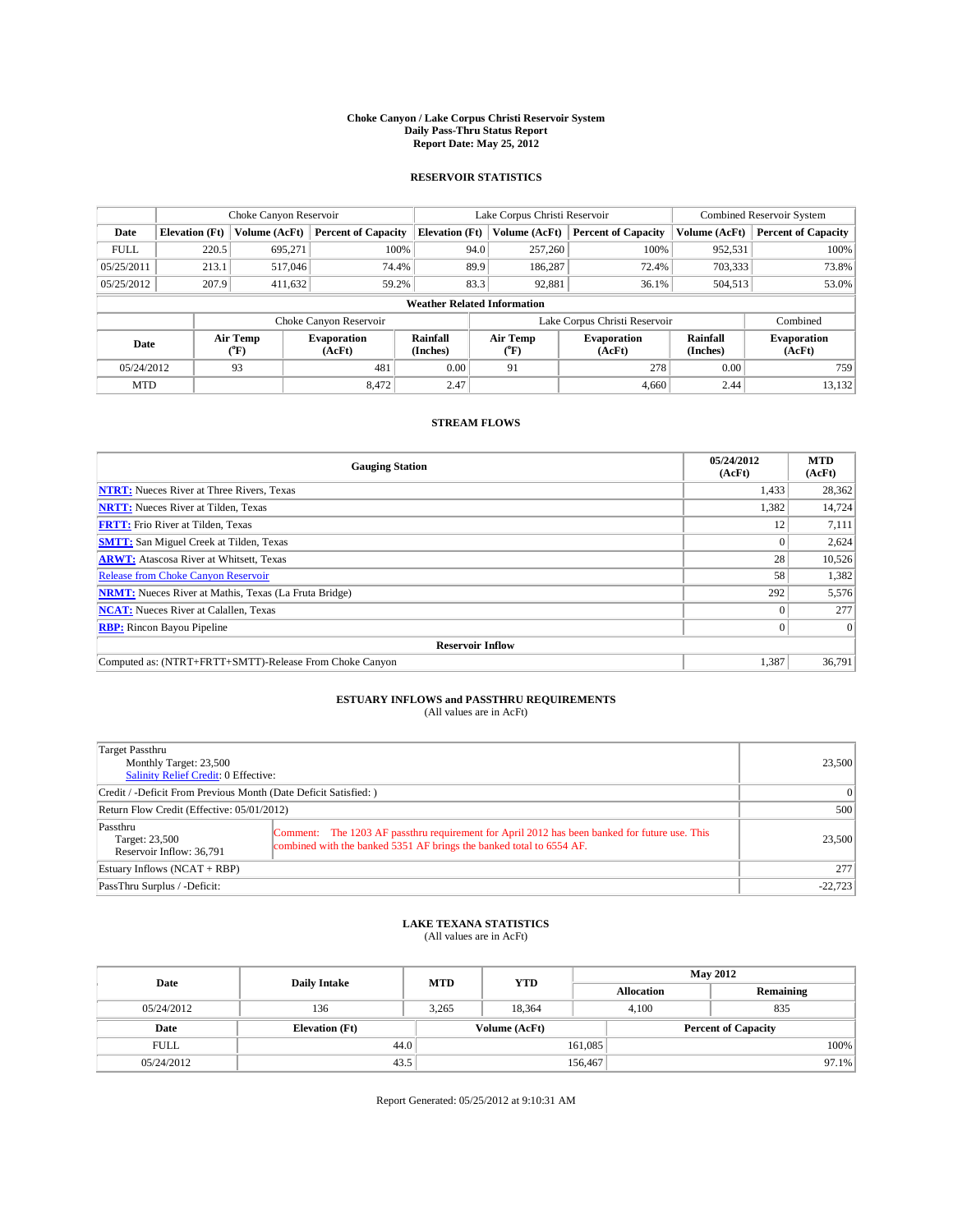# Choke Canyon / Lake Corpus Christi Reservoir System
## Daily Pass-Thru Status Report
### Report Date: May 25, 2012

## RESERVOIR STATISTICS

| | Choke Canyon Reservoir | | | Lake Corpus Christi Reservoir | | | Combined Reservoir System | |
|---|---|---|---|---|---|---|---|---|
| Date | Elevation (Ft) | Volume (AcFt) | Percent of Capacity | Elevation (Ft) | Volume (AcFt) | Percent of Capacity | Volume (AcFt) | Percent of Capacity |
| FULL | 220.5 | 695,271 | 100% | 94.0 | 257,260 | 100% | 952,531 | 100% |
| 05/25/2011 | 213.1 | 517,046 | 74.4% | 89.9 | 186,287 | 72.4% | 703,333 | 73.8% |
| 05/25/2012 | 207.9 | 411,632 | 59.2% | 83.3 | 92,881 | 36.1% | 504,513 | 53.0% |

**Weather Related Information**

| | Choke Canyon Reservoir | | | Lake Corpus Christi Reservoir | | | Combined |
|---|---|---|---|---|---|---|---|
| Date | Air Temp (°F) | Evaporation (AcFt) | Rainfall (Inches) | Air Temp (°F) | Evaporation (AcFt) | Rainfall (Inches) | Evaporation (AcFt) |
| 05/24/2012 | 93 | 481 | 0.00 | 91 | 278 | 0.00 | 759 |
| MTD | | 8,472 | 2.47 | | 4,660 | 2.44 | 13,132 |

## STREAM FLOWS

| Gauging Station | 05/24/2012 (AcFt) | MTD (AcFt) |
|---|---|---|
| NTRT: Nueces River at Three Rivers, Texas | 1,433 | 28,362 |
| NRTT: Nueces River at Tilden, Texas | 1,382 | 14,724 |
| FRTT: Frio River at Tilden, Texas | 12 | 7,111 |
| SMTT: San Miguel Creek at Tilden, Texas | 0 | 2,624 |
| ARWT: Atascosa River at Whitsett, Texas | 28 | 10,526 |
| Release from Choke Canyon Reservoir | 58 | 1,382 |
| NRMT: Nueces River at Mathis, Texas (La Fruta Bridge) | 292 | 5,576 |
| NCAT: Nueces River at Calallen, Texas | 0 | 277 |
| RBP: Rincon Bayou Pipeline | 0 | 0 |
| **Reservoir Inflow** | | |
| Computed as: (NTRT+FRTT+SMTT)-Release From Choke Canyon | 1,387 | 36,791 |

## ESTUARY INFLOWS and PASSTHRU REQUIREMENTS
(All values are in AcFt)

| | |
|---|---|
| Target Passthru<br>Monthly Target: 23,500<br>Salinity Relief Credit: 0 Effective: | 23,500 |
| Credit / -Deficit From Previous Month (Date Deficit Satisfied: ) | 0 |
| Return Flow Credit (Effective: 05/01/2012) | 500 |
| Passthru<br>Target: 23,500<br>Reservoir Inflow: 36,791<br>Comment: The 1203 AF passthru requirement for April 2012 has been banked for future use. This combined with the banked 5351 AF brings the banked total to 6554 AF. | 23,500 |
| Estuary Inflows (NCAT + RBP) | 277 |
| PassThru Surplus / -Deficit: | -22,723 |

## LAKE TEXANA STATISTICS
(All values are in AcFt)

| Date | Daily Intake | MTD | YTD | May 2012 Allocation | May 2012 Remaining |
|---|---|---|---|---|---|
| 05/24/2012 | 136 | 3,265 | 18,364 | 4,100 | 835 |

| Date | Elevation (Ft) | Volume (AcFt) | Percent of Capacity |
|---|---|---|---|
| FULL | 44.0 | 161,085 | 100% |
| 05/24/2012 | 43.5 | 156,467 | 97.1% |

Report Generated: 05/25/2012 at 9:10:31 AM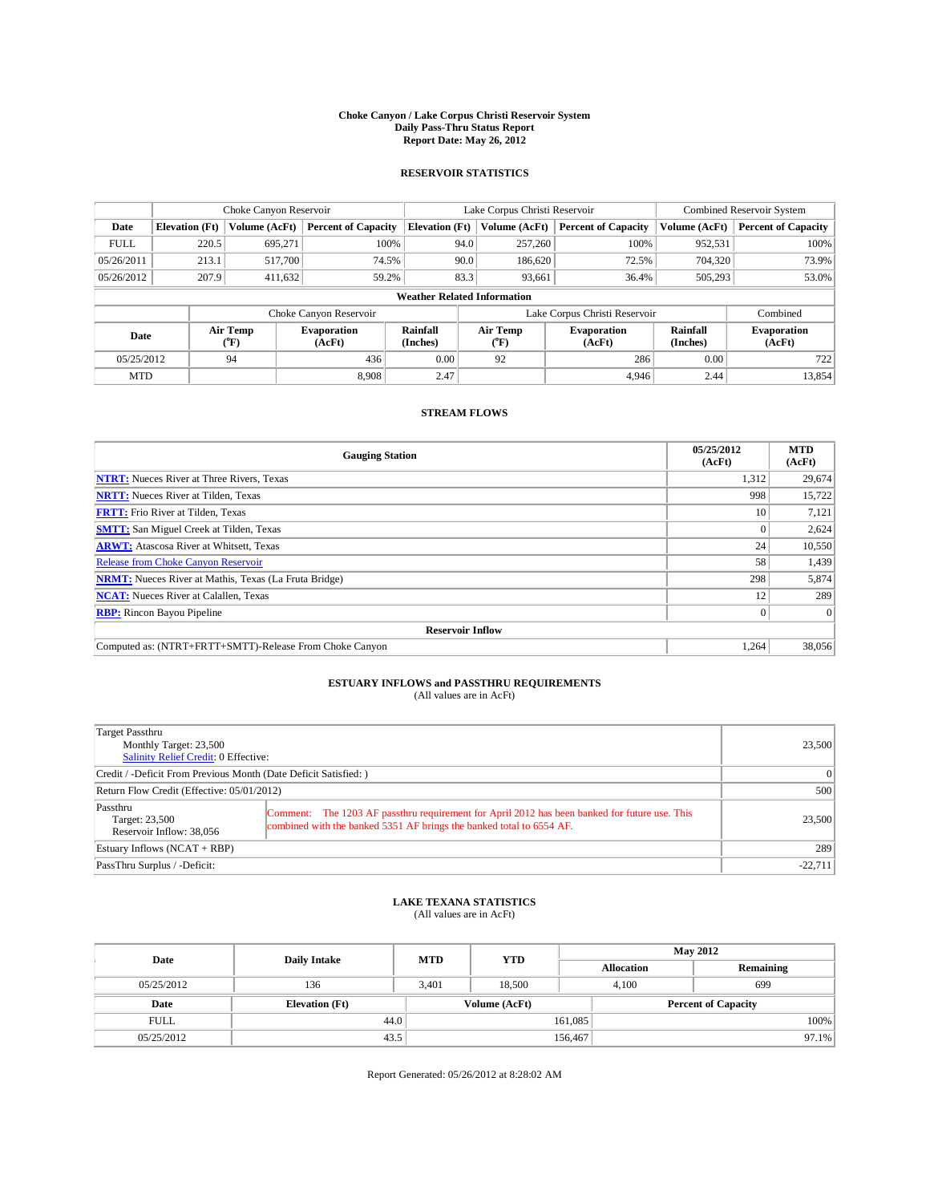**Choke Canyon / Lake Corpus Christi Reservoir System**
**Daily Pass-Thru Status Report**
**Report Date: May 26, 2012**

## RESERVOIR STATISTICS

| | Choke Canyon Reservoir | | | Lake Corpus Christi Reservoir | | | Combined Reservoir System | |
|---|---|---|---|---|---|---|---|---|
| **Date** | **Elevation (Ft)** | **Volume (AcFt)** | **Percent of Capacity** | **Elevation (Ft)** | **Volume (AcFt)** | **Percent of Capacity** | **Volume (AcFt)** | **Percent of Capacity** |
| FULL | 220.5 | 695,271 | 100% | 94.0 | 257,260 | 100% | 952,531 | 100% |
| 05/26/2011 | 213.1 | 517,700 | 74.5% | 90.0 | 186,620 | 72.5% | 704,320 | 73.9% |
| 05/26/2012 | 207.9 | 411,632 | 59.2% | 83.3 | 93,661 | 36.4% | 505,293 | 53.0% |

**Weather Related Information**

| | Choke Canyon Reservoir | | | Lake Corpus Christi Reservoir | | | Combined |
|---|---|---|---|---|---|---|---|
| **Date** | **Air Temp (°F)** | **Evaporation (AcFt)** | **Rainfall (Inches)** | **Air Temp (°F)** | **Evaporation (AcFt)** | **Rainfall (Inches)** | **Evaporation (AcFt)** |
| 05/25/2012 | 94 | 436 | 0.00 | 92 | 286 | 0.00 | 722 |
| MTD | | 8,908 | 2.47 | | 4,946 | 2.44 | 13,854 |

## STREAM FLOWS

| Gauging Station | 05/25/2012 (AcFt) | MTD (AcFt) |
|---|---|---|
| NTRT: Nueces River at Three Rivers, Texas | 1,312 | 29,674 |
| NRTT: Nueces River at Tilden, Texas | 998 | 15,722 |
| FRTT: Frio River at Tilden, Texas | 10 | 7,121 |
| SMTT: San Miguel Creek at Tilden, Texas | 0 | 2,624 |
| ARWT: Atascosa River at Whitsett, Texas | 24 | 10,550 |
| Release from Choke Canyon Reservoir | 58 | 1,439 |
| NRMT: Nueces River at Mathis, Texas (La Fruta Bridge) | 298 | 5,874 |
| NCAT: Nueces River at Calallen, Texas | 12 | 289 |
| RBP: Rincon Bayou Pipeline | 0 | 0 |
| **Reservoir Inflow** | | |
| Computed as: (NTRT+FRTT+SMTT)-Release From Choke Canyon | 1,264 | 38,056 |

## ESTUARY INFLOWS and PASSTHRU REQUIREMENTS
(All values are in AcFt)

| | |
|---|---|
| Target Passthru<br>Monthly Target: 23,500<br>Salinity Relief Credit: 0 Effective: | 23,500 |
| Credit / -Deficit From Previous Month (Date Deficit Satisfied: ) | 0 |
| Return Flow Credit (Effective: 05/01/2012) | 500 |
| Passthru<br>Target: 23,500<br>Reservoir Inflow: 38,056<br>Comment: The 1203 AF passthru requirement for April 2012 has been banked for future use. This combined with the banked 5351 AF brings the banked total to 6554 AF. | 23,500 |
| Estuary Inflows (NCAT + RBP) | 289 |
| PassThru Surplus / -Deficit: | -22,711 |

## LAKE TEXANA STATISTICS
(All values are in AcFt)

| Date | Daily Intake | MTD | YTD | May 2012 Allocation | May 2012 Remaining |
|---|---|---|---|---|---|
| 05/25/2012 | 136 | 3,401 | 18,500 | 4,100 | 699 |

| Date | Elevation (Ft) | Volume (AcFt) | Percent of Capacity |
|---|---|---|---|
| FULL | 44.0 | 161,085 | 100% |
| 05/25/2012 | 43.5 | 156,467 | 97.1% |

Report Generated: 05/26/2012 at 8:28:02 AM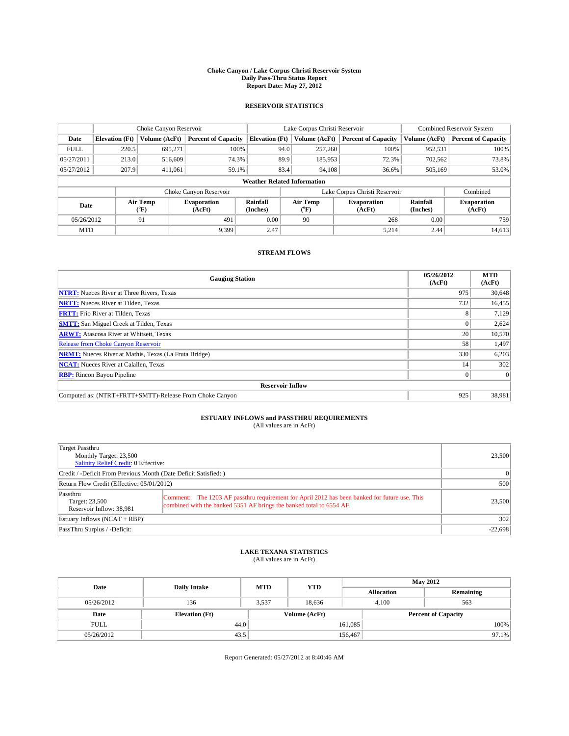**Choke Canyon / Lake Corpus Christi Reservoir System**
**Daily Pass-Thru Status Report**
**Report Date: May 27, 2012**

## RESERVOIR STATISTICS

| | Choke Canyon Reservoir | | | Lake Corpus Christi Reservoir | | | Combined Reservoir System | |
|---|---|---|---|---|---|---|---|---|
| **Date** | **Elevation (Ft)** | **Volume (AcFt)** | **Percent of Capacity** | **Elevation (Ft)** | **Volume (AcFt)** | **Percent of Capacity** | **Volume (AcFt)** | **Percent of Capacity** |
| FULL | 220.5 | 695,271 | 100% | 94.0 | 257,260 | 100% | 952,531 | 100% |
| 05/27/2011 | 213.0 | 516,609 | 74.3% | 89.9 | 185,953 | 72.3% | 702,562 | 73.8% |
| 05/27/2012 | 207.9 | 411,061 | 59.1% | 83.4 | 94,108 | 36.6% | 505,169 | 53.0% |

**Weather Related Information**

| | Choke Canyon Reservoir | | | Lake Corpus Christi Reservoir | | | Combined |
|---|---|---|---|---|---|---|---|
| **Date** | **Air Temp (°F)** | **Evaporation (AcFt)** | **Rainfall (Inches)** | **Air Temp (°F)** | **Evaporation (AcFt)** | **Rainfall (Inches)** | **Evaporation (AcFt)** |
| 05/26/2012 | 91 | 491 | 0.00 | 90 | 268 | 0.00 | 759 |
| MTD | | 9,399 | 2.47 | | 5,214 | 2.44 | 14,613 |

## STREAM FLOWS

| Gauging Station | 05/26/2012 (AcFt) | MTD (AcFt) |
|---|---|---|
| **NTRT:** Nueces River at Three Rivers, Texas | 975 | 30,648 |
| **NRTT:** Nueces River at Tilden, Texas | 732 | 16,455 |
| **FRTT:** Frio River at Tilden, Texas | 8 | 7,129 |
| **SMTT:** San Miguel Creek at Tilden, Texas | 0 | 2,624 |
| **ARWT:** Atascosa River at Whitsett, Texas | 20 | 10,570 |
| Release from Choke Canyon Reservoir | 58 | 1,497 |
| **NRMT:** Nueces River at Mathis, Texas (La Fruta Bridge) | 330 | 6,203 |
| **NCAT:** Nueces River at Calallen, Texas | 14 | 302 |
| **RBP:** Rincon Bayou Pipeline | 0 | 0 |
| **Reservoir Inflow** | | |
| Computed as: (NTRT+FRTT+SMTT)-Release From Choke Canyon | 925 | 38,981 |

## ESTUARY INFLOWS and PASSTHRU REQUIREMENTS

(All values are in AcFt)

| | |
|---|---|
| Target Passthru<br>Monthly Target: 23,500<br>Salinity Relief Credit: 0 Effective: | 23,500 |
| Credit / -Deficit From Previous Month (Date Deficit Satisfied: ) | 0 |
| Return Flow Credit (Effective: 05/01/2012) | 500 |
| Passthru<br>Target: 23,500<br>Reservoir Inflow: 38,981<br>Comment: The 1203 AF passthru requirement for April 2012 has been banked for future use. This combined with the banked 5351 AF brings the banked total to 6554 AF. | 23,500 |
| Estuary Inflows (NCAT + RBP) | 302 |
| PassThru Surplus / -Deficit: | -22,698 |

## LAKE TEXANA STATISTICS

(All values are in AcFt)

| Date | Daily Intake | MTD | YTD | May 2012 Allocation | May 2012 Remaining |
|---|---|---|---|---|---|
| 05/26/2012 | 136 | 3,537 | 18,636 | 4,100 | 563 |

| Date | Elevation (Ft) | Volume (AcFt) | Percent of Capacity |
|---|---|---|---|
| FULL | 44.0 | 161,085 | 100% |
| 05/26/2012 | 43.5 | 156,467 | 97.1% |

Report Generated: 05/27/2012 at 8:40:46 AM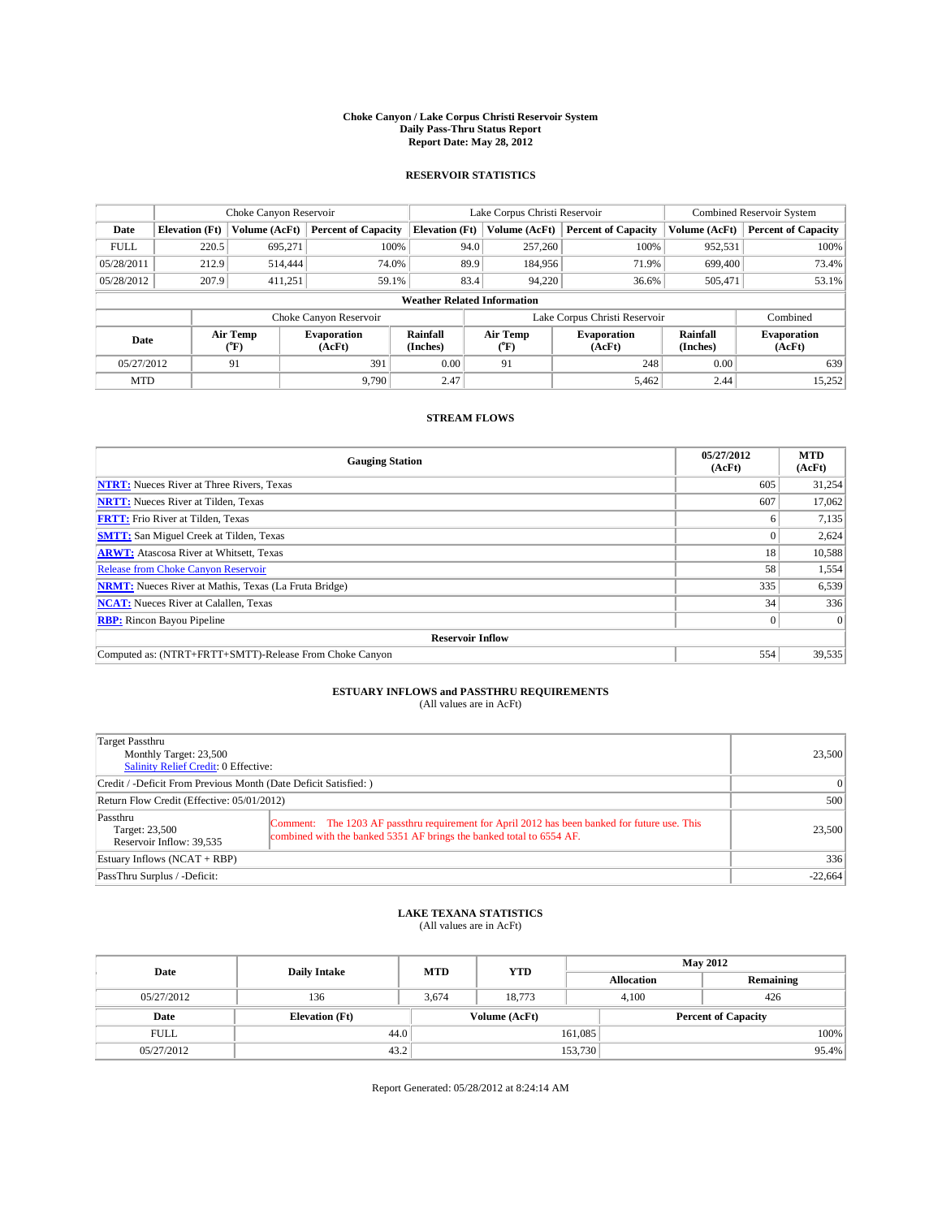**Choke Canyon / Lake Corpus Christi Reservoir System**
**Daily Pass-Thru Status Report**
**Report Date: May 28, 2012**

## RESERVOIR STATISTICS

| | Choke Canyon Reservoir | | | Lake Corpus Christi Reservoir | | | Combined Reservoir System | |
|---|---|---|---|---|---|---|---|---|
| **Date** | **Elevation (Ft)** | **Volume (AcFt)** | **Percent of Capacity** | **Elevation (Ft)** | **Volume (AcFt)** | **Percent of Capacity** | **Volume (AcFt)** | **Percent of Capacity** |
| FULL | 220.5 | 695,271 | 100% | 94.0 | 257,260 | 100% | 952,531 | 100% |
| 05/28/2011 | 212.9 | 514,444 | 74.0% | 89.9 | 184,956 | 71.9% | 699,400 | 73.4% |
| 05/28/2012 | 207.9 | 411,251 | 59.1% | 83.4 | 94,220 | 36.6% | 505,471 | 53.1% |

**Weather Related Information**

| | Choke Canyon Reservoir | | | Lake Corpus Christi Reservoir | | | Combined |
|---|---|---|---|---|---|---|---|
| **Date** | **Air Temp (°F)** | **Evaporation (AcFt)** | **Rainfall (Inches)** | **Air Temp (°F)** | **Evaporation (AcFt)** | **Rainfall (Inches)** | **Evaporation (AcFt)** |
| 05/27/2012 | 91 | 391 | 0.00 | 91 | 248 | 0.00 | 639 |
| MTD | | 9,790 | 2.47 | | 5,462 | 2.44 | 15,252 |

## STREAM FLOWS

| Gauging Station | 05/27/2012 (AcFt) | MTD (AcFt) |
|---|---|---|
| **NTRT:** Nueces River at Three Rivers, Texas | 605 | 31,254 |
| **NRTT:** Nueces River at Tilden, Texas | 607 | 17,062 |
| **FRTT:** Frio River at Tilden, Texas | 6 | 7,135 |
| **SMTT:** San Miguel Creek at Tilden, Texas | 0 | 2,624 |
| **ARWT:** Atascosa River at Whitsett, Texas | 18 | 10,588 |
| Release from Choke Canyon Reservoir | 58 | 1,554 |
| **NRMT:** Nueces River at Mathis, Texas (La Fruta Bridge) | 335 | 6,539 |
| **NCAT:** Nueces River at Calallen, Texas | 34 | 336 |
| **RBP:** Rincon Bayou Pipeline | 0 | 0 |
| **Reservoir Inflow** | | |
| Computed as: (NTRT+FRTT+SMTT)-Release From Choke Canyon | 554 | 39,535 |

## ESTUARY INFLOWS and PASSTHRU REQUIREMENTS
(All values are in AcFt)

| | |
|---|---|
| Target Passthru<br>Monthly Target: 23,500<br>Salinity Relief Credit: 0 Effective: | 23,500 |
| Credit / -Deficit From Previous Month (Date Deficit Satisfied: ) | 0 |
| Return Flow Credit (Effective: 05/01/2012) | 500 |
| Passthru<br>Target: 23,500<br>Reservoir Inflow: 39,535<br>Comment: The 1203 AF passthru requirement for April 2012 has been banked for future use. This combined with the banked 5351 AF brings the banked total to 6554 AF. | 23,500 |
| Estuary Inflows (NCAT + RBP) | 336 |
| PassThru Surplus / -Deficit: | -22,664 |

## LAKE TEXANA STATISTICS
(All values are in AcFt)

| Date | Daily Intake | MTD | YTD | May 2012 Allocation | May 2012 Remaining |
|---|---|---|---|---|---|
| 05/27/2012 | 136 | 3,674 | 18,773 | 4,100 | 426 |

| Date | Elevation (Ft) | Volume (AcFt) | Percent of Capacity |
|---|---|---|---|
| FULL | 44.0 | 161,085 | 100% |
| 05/27/2012 | 43.2 | 153,730 | 95.4% |

Report Generated: 05/28/2012 at 8:24:14 AM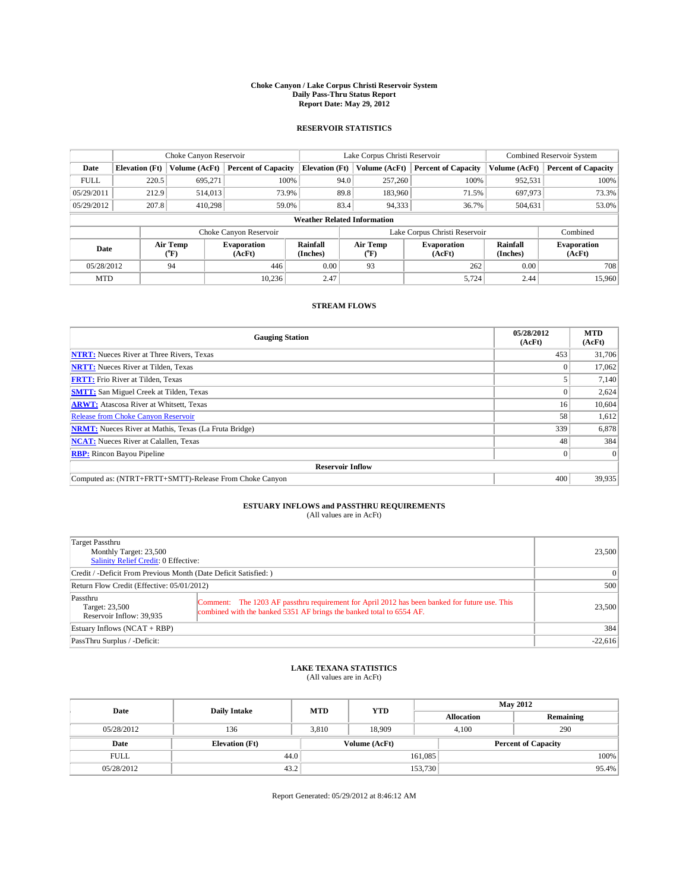**Choke Canyon / Lake Corpus Christi Reservoir System**
**Daily Pass-Thru Status Report**
**Report Date: May 29, 2012**

## RESERVOIR STATISTICS

| | Choke Canyon Reservoir | | | Lake Corpus Christi Reservoir | | | Combined Reservoir System | |
|---|---|---|---|---|---|---|---|---|
| **Date** | **Elevation (Ft)** | **Volume (AcFt)** | **Percent of Capacity** | **Elevation (Ft)** | **Volume (AcFt)** | **Percent of Capacity** | **Volume (AcFt)** | **Percent of Capacity** |
| FULL | 220.5 | 695,271 | 100% | 94.0 | 257,260 | 100% | 952,531 | 100% |
| 05/29/2011 | 212.9 | 514,013 | 73.9% | 89.8 | 183,960 | 71.5% | 697,973 | 73.3% |
| 05/29/2012 | 207.8 | 410,298 | 59.0% | 83.4 | 94,333 | 36.7% | 504,631 | 53.0% |

**Weather Related Information**

| | Choke Canyon Reservoir | | | Lake Corpus Christi Reservoir | | | Combined |
|---|---|---|---|---|---|---|---|
| **Date** | **Air Temp (°F)** | **Evaporation (AcFt)** | **Rainfall (Inches)** | **Air Temp (°F)** | **Evaporation (AcFt)** | **Rainfall (Inches)** | **Evaporation (AcFt)** |
| 05/28/2012 | 94 | 446 | 0.00 | 93 | 262 | 0.00 | 708 |
| MTD | | 10,236 | 2.47 | | 5,724 | 2.44 | 15,960 |

## STREAM FLOWS

| Gauging Station | 05/28/2012 (AcFt) | MTD (AcFt) |
|---|---|---|
| NTRT: Nueces River at Three Rivers, Texas | 453 | 31,706 |
| NRTT: Nueces River at Tilden, Texas | 0 | 17,062 |
| FRTT: Frio River at Tilden, Texas | 5 | 7,140 |
| SMTT: San Miguel Creek at Tilden, Texas | 0 | 2,624 |
| ARWT: Atascosa River at Whitsett, Texas | 16 | 10,604 |
| Release from Choke Canyon Reservoir | 58 | 1,612 |
| NRMT: Nueces River at Mathis, Texas (La Fruta Bridge) | 339 | 6,878 |
| NCAT: Nueces River at Calallen, Texas | 48 | 384 |
| RBP: Rincon Bayou Pipeline | 0 | 0 |
| **Reservoir Inflow** | | |
| Computed as: (NTRT+FRTT+SMTT)-Release From Choke Canyon | 400 | 39,935 |

## ESTUARY INFLOWS and PASSTHRU REQUIREMENTS

(All values are in AcFt)

| | |
|---|---|
| Target Passthru<br>Monthly Target: 23,500<br>Salinity Relief Credit: 0 Effective: | 23,500 |
| Credit / -Deficit From Previous Month (Date Deficit Satisfied: ) | 0 |
| Return Flow Credit (Effective: 05/01/2012) | 500 |
| Passthru<br>Target: 23,500<br>Reservoir Inflow: 39,935<br>Comment: The 1203 AF passthru requirement for April 2012 has been banked for future use. This combined with the banked 5351 AF brings the banked total to 6554 AF. | 23,500 |
| Estuary Inflows (NCAT + RBP) | 384 |
| PassThru Surplus / -Deficit: | -22,616 |

## LAKE TEXANA STATISTICS

(All values are in AcFt)

| Date | Daily Intake | MTD | YTD | May 2012 Allocation | May 2012 Remaining |
|---|---|---|---|---|---|
| 05/28/2012 | 136 | 3,810 | 18,909 | 4,100 | 290 |

| Date | Elevation (Ft) | Volume (AcFt) | Percent of Capacity |
|---|---|---|---|
| FULL | 44.0 | 161,085 | 100% |
| 05/28/2012 | 43.2 | 153,730 | 95.4% |

Report Generated: 05/29/2012 at 8:46:12 AM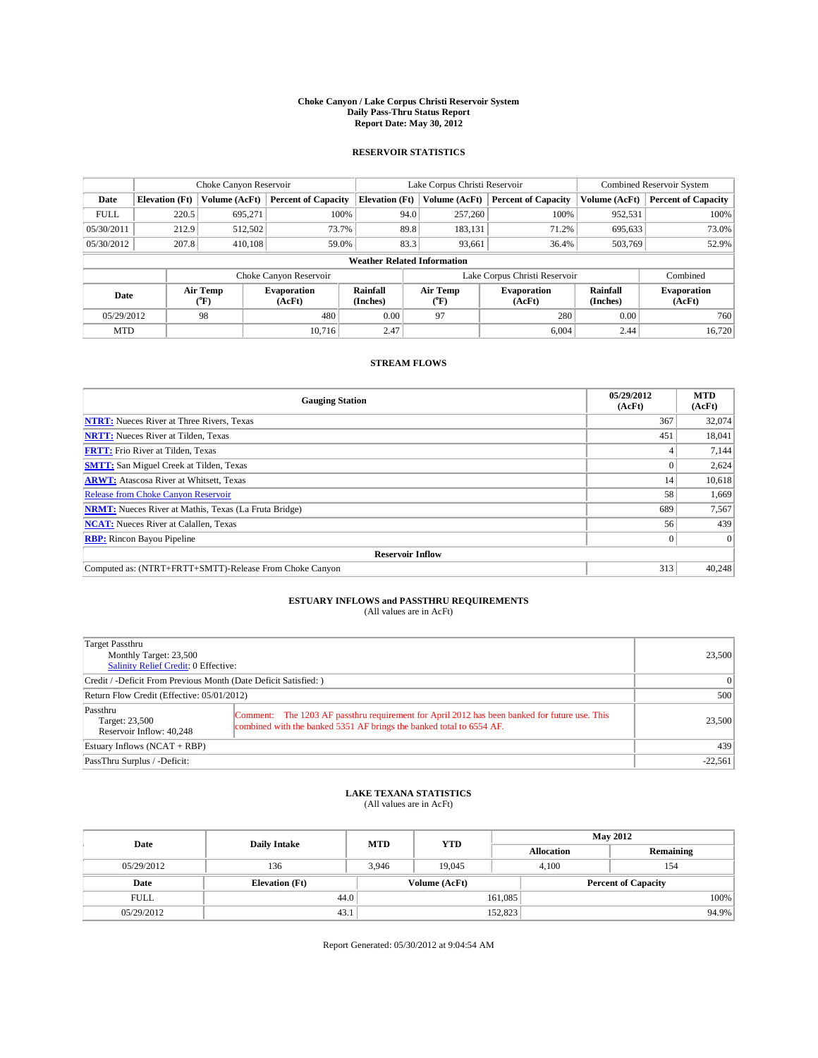# Choke Canyon / Lake Corpus Christi Reservoir System
## Daily Pass-Thru Status Report
### Report Date: May 30, 2012

## RESERVOIR STATISTICS

| | Choke Canyon Reservoir | | | Lake Corpus Christi Reservoir | | | Combined Reservoir System | |
|---|---|---|---|---|---|---|---|---|
| Date | Elevation (Ft) | Volume (AcFt) | Percent of Capacity | Elevation (Ft) | Volume (AcFt) | Percent of Capacity | Volume (AcFt) | Percent of Capacity |
| FULL | 220.5 | 695,271 | 100% | 94.0 | 257,260 | 100% | 952,531 | 100% |
| 05/30/2011 | 212.9 | 512,502 | 73.7% | 89.8 | 183,131 | 71.2% | 695,633 | 73.0% |
| 05/30/2012 | 207.8 | 410,108 | 59.0% | 83.3 | 93,661 | 36.4% | 503,769 | 52.9% |

**Weather Related Information**

| | Choke Canyon Reservoir | | | Lake Corpus Christi Reservoir | | | Combined |
|---|---|---|---|---|---|---|---|
| Date | Air Temp (°F) | Evaporation (AcFt) | Rainfall (Inches) | Air Temp (°F) | Evaporation (AcFt) | Rainfall (Inches) | Evaporation (AcFt) |
| 05/29/2012 | 98 | 480 | 0.00 | 97 | 280 | 0.00 | 760 |
| MTD | | 10,716 | 2.47 | | 6,004 | 2.44 | 16,720 |

## STREAM FLOWS

| Gauging Station | 05/29/2012 (AcFt) | MTD (AcFt) |
|---|---|---|
| NTRT: Nueces River at Three Rivers, Texas | 367 | 32,074 |
| NRTT: Nueces River at Tilden, Texas | 451 | 18,041 |
| FRTT: Frio River at Tilden, Texas | 4 | 7,144 |
| SMTT: San Miguel Creek at Tilden, Texas | 0 | 2,624 |
| ARWT: Atascosa River at Whitsett, Texas | 14 | 10,618 |
| Release from Choke Canyon Reservoir | 58 | 1,669 |
| NRMT: Nueces River at Mathis, Texas (La Fruta Bridge) | 689 | 7,567 |
| NCAT: Nueces River at Calallen, Texas | 56 | 439 |
| RBP: Rincon Bayou Pipeline | 0 | 0 |
| **Reservoir Inflow** | | |
| Computed as: (NTRT+FRTT+SMTT)-Release From Choke Canyon | 313 | 40,248 |

## ESTUARY INFLOWS and PASSTHRU REQUIREMENTS
(All values are in AcFt)

| | |
|---|---|
| Target Passthru<br>Monthly Target: 23,500<br>Salinity Relief Credit: 0 Effective: | 23,500 |
| Credit / -Deficit From Previous Month (Date Deficit Satisfied: ) | 0 |
| Return Flow Credit (Effective: 05/01/2012) | 500 |
| Passthru<br>Target: 23,500<br>Reservoir Inflow: 40,248<br>Comment: The 1203 AF passthru requirement for April 2012 has been banked for future use. This combined with the banked 5351 AF brings the banked total to 6554 AF. | 23,500 |
| Estuary Inflows (NCAT + RBP) | 439 |
| PassThru Surplus / -Deficit: | -22,561 |

## LAKE TEXANA STATISTICS
(All values are in AcFt)

| Date | Daily Intake | MTD | YTD | May 2012 Allocation | May 2012 Remaining |
|---|---|---|---|---|---|
| 05/29/2012 | 136 | 3,946 | 19,045 | 4,100 | 154 |

| Date | Elevation (Ft) | Volume (AcFt) | Percent of Capacity |
|---|---|---|---|
| FULL | 44.0 | 161,085 | 100% |
| 05/29/2012 | 43.1 | 152,823 | 94.9% |

Report Generated: 05/30/2012 at 9:04:54 AM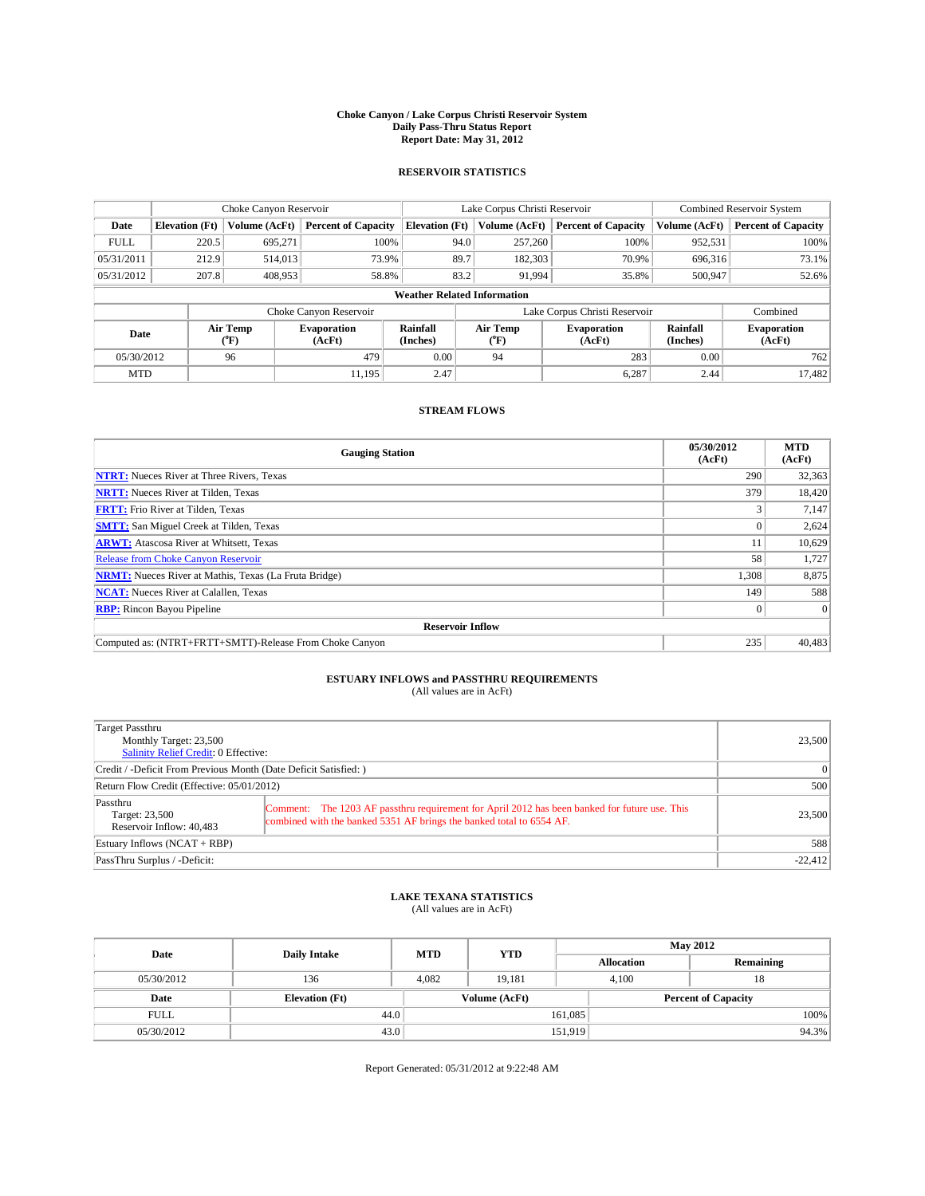# Choke Canyon / Lake Corpus Christi Reservoir System
## Daily Pass-Thru Status Report
## Report Date: May 31, 2012

### RESERVOIR STATISTICS

| | Choke Canyon Reservoir | | | Lake Corpus Christi Reservoir | | | Combined Reservoir System | |
|---|---|---|---|---|---|---|---|---|
| Date | Elevation (Ft) | Volume (AcFt) | Percent of Capacity | Elevation (Ft) | Volume (AcFt) | Percent of Capacity | Volume (AcFt) | Percent of Capacity |
| FULL | 220.5 | 695,271 | 100% | 94.0 | 257,260 | 100% | 952,531 | 100% |
| 05/31/2011 | 212.9 | 514,013 | 73.9% | 89.7 | 182,303 | 70.9% | 696,316 | 73.1% |
| 05/31/2012 | 207.8 | 408,953 | 58.8% | 83.2 | 91,994 | 35.8% | 500,947 | 52.6% |

**Weather Related Information**

| | Choke Canyon Reservoir | | | Lake Corpus Christi Reservoir | | | Combined |
|---|---|---|---|---|---|---|---|
| Date | Air Temp (°F) | Evaporation (AcFt) | Rainfall (Inches) | Air Temp (°F) | Evaporation (AcFt) | Rainfall (Inches) | Evaporation (AcFt) |
| 05/30/2012 | 96 | 479 | 0.00 | 94 | 283 | 0.00 | 762 |
| MTD | | 11,195 | 2.47 | | 6,287 | 2.44 | 17,482 |

### STREAM FLOWS

| Gauging Station | 05/30/2012 (AcFt) | MTD (AcFt) |
|---|---|---|
| NTRT: Nueces River at Three Rivers, Texas | 290 | 32,363 |
| NRTT: Nueces River at Tilden, Texas | 379 | 18,420 |
| FRTT: Frio River at Tilden, Texas | 3 | 7,147 |
| SMTT: San Miguel Creek at Tilden, Texas | 0 | 2,624 |
| ARWT: Atascosa River at Whitsett, Texas | 11 | 10,629 |
| Release from Choke Canyon Reservoir | 58 | 1,727 |
| NRMT: Nueces River at Mathis, Texas (La Fruta Bridge) | 1,308 | 8,875 |
| NCAT: Nueces River at Calallen, Texas | 149 | 588 |
| RBP: Rincon Bayou Pipeline | 0 | 0 |
| **Reservoir Inflow** | | |
| Computed as: (NTRT+FRTT+SMTT)-Release From Choke Canyon | 235 | 40,483 |

### ESTUARY INFLOWS and PASSTHRU REQUIREMENTS
(All values are in AcFt)

| | | |
|---|---|---|
| Target Passthru<br>Monthly Target: 23,500<br>Salinity Relief Credit: 0 Effective: | | 23,500 |
| Credit / -Deficit From Previous Month (Date Deficit Satisfied: ) | | 0 |
| Return Flow Credit (Effective: 05/01/2012) | | 500 |
| Passthru<br>Target: 23,500<br>Reservoir Inflow: 40,483 | Comment: The 1203 AF passthru requirement for April 2012 has been banked for future use. This combined with the banked 5351 AF brings the banked total to 6554 AF. | 23,500 |
| Estuary Inflows (NCAT + RBP) | | 588 |
| PassThru Surplus / -Deficit: | | -22,412 |

### LAKE TEXANA STATISTICS
(All values are in AcFt)

| Date | Daily Intake | MTD | YTD | May 2012 Allocation | May 2012 Remaining |
|---|---|---|---|---|---|
| 05/30/2012 | 136 | 4,082 | 19,181 | 4,100 | 18 |

| Date | Elevation (Ft) | Volume (AcFt) | Percent of Capacity |
|---|---|---|---|
| FULL | 44.0 | 161,085 | 100% |
| 05/30/2012 | 43.0 | 151,919 | 94.3% |

Report Generated: 05/31/2012 at 9:22:48 AM